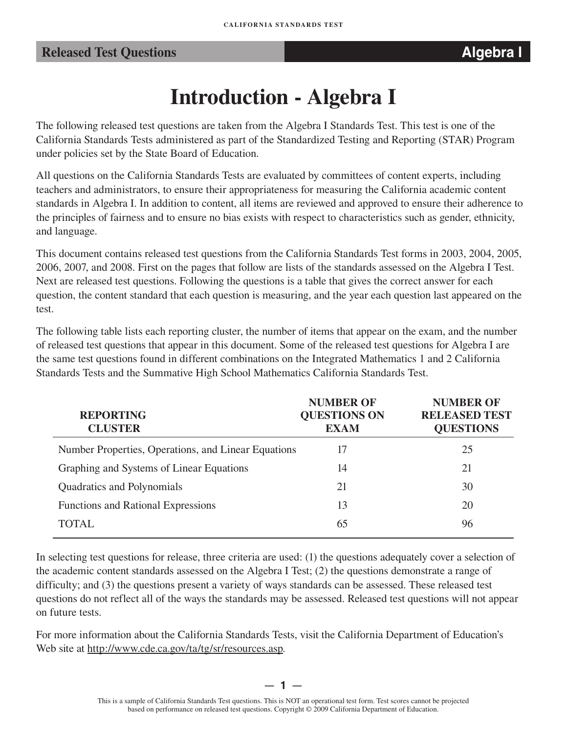# Introduction - Algebra I

The following released test questions are taken from the Algebra I Standards Test. This test is one of the California Standards Tests administered as part of the Standardized Testing and Reporting (STAR) Program under policies set by the State Board of Education.

All questions on the California Standards Tests are evaluated by committees of content experts, including teachers and administrators, to ensure their appropriateness for measuring the California academic content standards in Algebra I. In addition to content, all items are reviewed and approved to ensure their adherence to the principles of fairness and to ensure no bias exists with respect to characteristics such as gender, ethnicity, and language.

This document contains released test questions from the California Standards Test forms in 2003, 2004, 2005, 2006, 2007, and 2008. First on the pages that follow are lists of the standards assessed on the Algebra I Test. Next are released test questions. Following the questions is a table that gives the correct answer for each question, the content standard that each question is measuring, and the year each question last appeared on the test.

The following table lists each reporting cluster, the number of items that appear on the exam, and the number of released test questions that appear in this document. Some of the released test questions for Algebra I are the same test questions found in different combinations on the Integrated Mathematics 1 and 2 California Standards Tests and the Summative High School Mathematics California Standards Test.

| REPORTING CLUSTER | NUMBER OF QUESTIONS ON EXAM | NUMBER OF RELEASED TEST QUESTIONS |
|---|---|---|
| Number Properties, Operations, and Linear Equations | 17 | 25 |
| Graphing and Systems of Linear Equations | 14 | 21 |
| Quadratics and Polynomials | 21 | 30 |
| Functions and Rational Expressions | 13 | 20 |
| TOTAL | 65 | 96 |

In selecting test questions for release, three criteria are used: (1) the questions adequately cover a selection of the academic content standards assessed on the Algebra I Test; (2) the questions demonstrate a range of difficulty; and (3) the questions present a variety of ways standards can be assessed. These released test questions do not reflect all of the ways the standards may be assessed. Released test questions will not appear on future tests.

For more information about the California Standards Tests, visit the California Department of Education's Web site at http://www.cde.ca.gov/ta/tg/sr/resources.asp.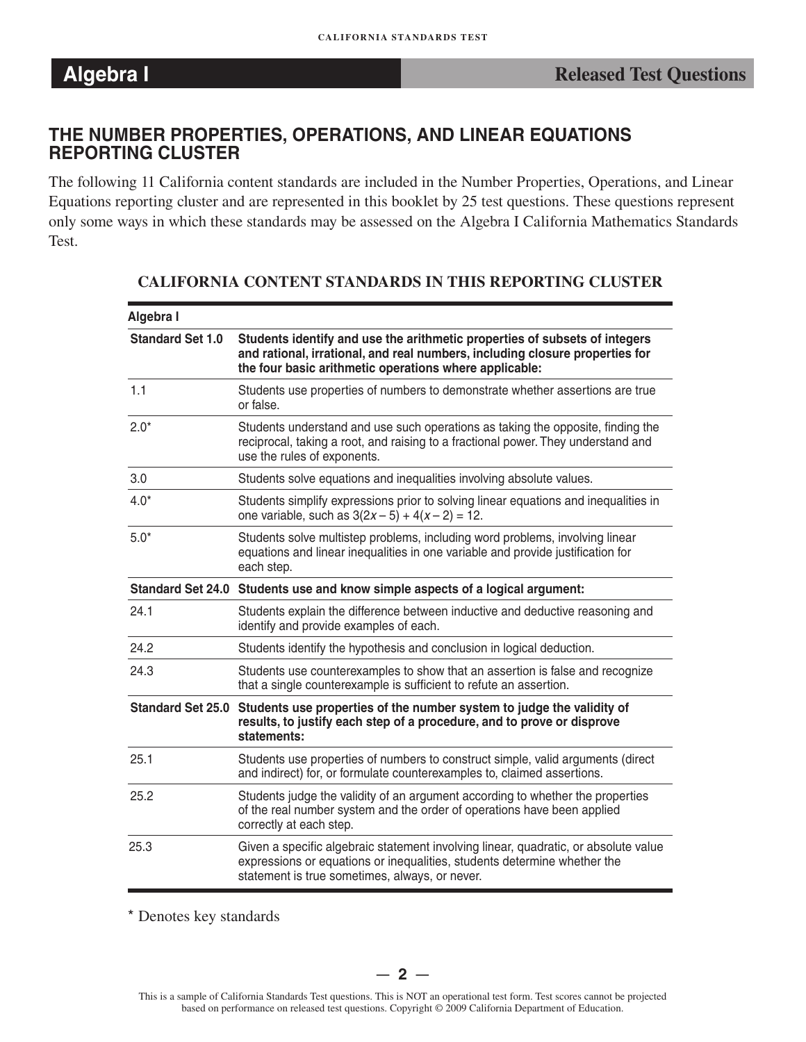# Algebra I — Released Test Questions

## THE NUMBER PROPERTIES, OPERATIONS, AND LINEAR EQUATIONS REPORTING CLUSTER

The following 11 California content standards are included in the Number Properties, Operations, and Linear Equations reporting cluster and are represented in this booklet by 25 test questions. These questions represent only some ways in which these standards may be assessed on the Algebra I California Mathematics Standards Test.

### CALIFORNIA CONTENT STANDARDS IN THIS REPORTING CLUSTER

| Algebra I | |
|---|---|
| **Standard Set 1.0** | **Students identify and use the arithmetic properties of subsets of integers and rational, irrational, and real numbers, including closure properties for the four basic arithmetic operations where applicable:** |
| 1.1 | Students use properties of numbers to demonstrate whether assertions are true or false. |
| 2.0* | Students understand and use such operations as taking the opposite, finding the reciprocal, taking a root, and raising to a fractional power. They understand and use the rules of exponents. |
| 3.0 | Students solve equations and inequalities involving absolute values. |
| 4.0* | Students simplify expressions prior to solving linear equations and inequalities in one variable, such as $3(2x - 5) + 4(x - 2) = 12$. |
| 5.0* | Students solve multistep problems, including word problems, involving linear equations and linear inequalities in one variable and provide justification for each step. |
| **Standard Set 24.0** | **Students use and know simple aspects of a logical argument:** |
| 24.1 | Students explain the difference between inductive and deductive reasoning and identify and provide examples of each. |
| 24.2 | Students identify the hypothesis and conclusion in logical deduction. |
| 24.3 | Students use counterexamples to show that an assertion is false and recognize that a single counterexample is sufficient to refute an assertion. |
| **Standard Set 25.0** | **Students use properties of the number system to judge the validity of results, to justify each step of a procedure, and to prove or disprove statements:** |
| 25.1 | Students use properties of numbers to construct simple, valid arguments (direct and indirect) for, or formulate counterexamples to, claimed assertions. |
| 25.2 | Students judge the validity of an argument according to whether the properties of the real number system and the order of operations have been applied correctly at each step. |
| 25.3 | Given a specific algebraic statement involving linear, quadratic, or absolute value expressions or equations or inequalities, students determine whether the statement is true sometimes, always, or never. |

* Denotes key standards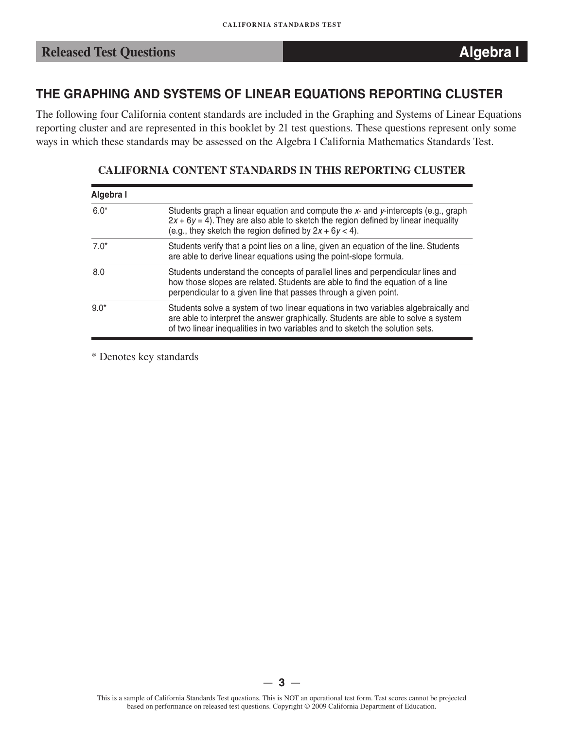## THE GRAPHING AND SYSTEMS OF LINEAR EQUATIONS REPORTING CLUSTER

The following four California content standards are included in the Graphing and Systems of Linear Equations reporting cluster and are represented in this booklet by 21 test questions. These questions represent only some ways in which these standards may be assessed on the Algebra I California Mathematics Standards Test.

### CALIFORNIA CONTENT STANDARDS IN THIS REPORTING CLUSTER

| Algebra I | |
|---|---|
| 6.0* | Students graph a linear equation and compute the $x$- and $y$-intercepts (e.g., graph $2x + 6y = 4$). They are also able to sketch the region defined by linear inequality (e.g., they sketch the region defined by $2x + 6y < 4$). |
| 7.0* | Students verify that a point lies on a line, given an equation of the line. Students are able to derive linear equations using the point-slope formula. |
| 8.0 | Students understand the concepts of parallel lines and perpendicular lines and how those slopes are related. Students are able to find the equation of a line perpendicular to a given line that passes through a given point. |
| 9.0* | Students solve a system of two linear equations in two variables algebraically and are able to interpret the answer graphically. Students are able to solve a system of two linear inequalities in two variables and to sketch the solution sets. |

\* Denotes key standards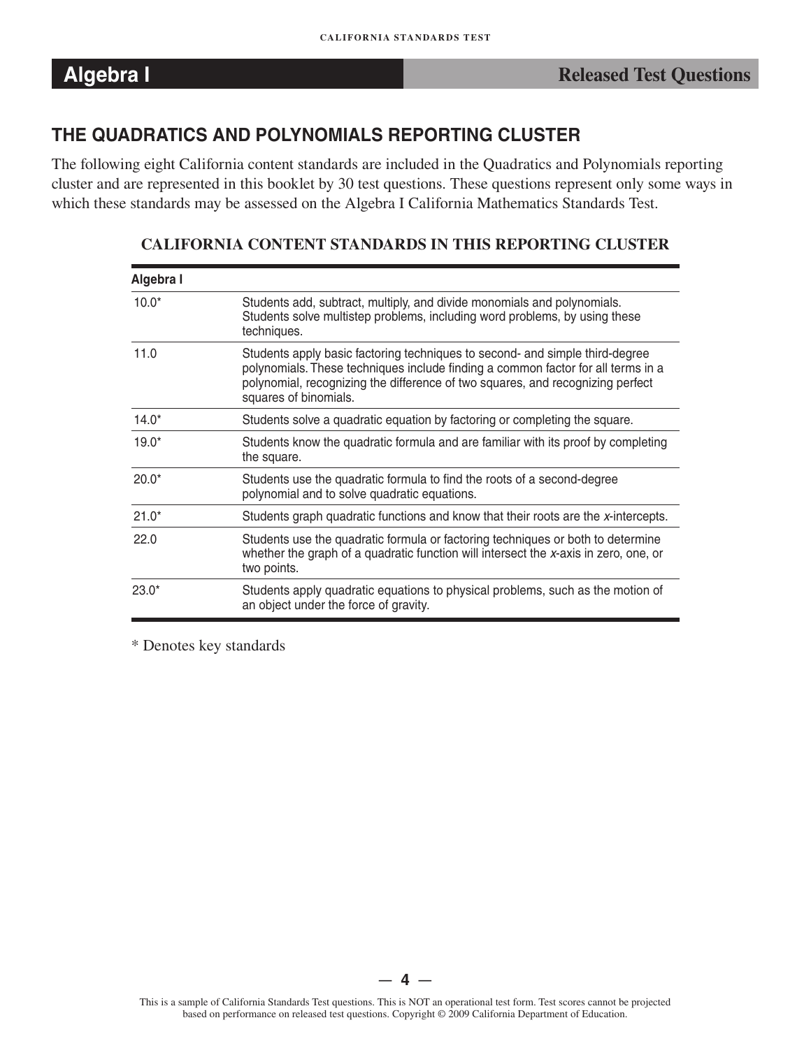# Algebra I — Released Test Questions

## THE QUADRATICS AND POLYNOMIALS REPORTING CLUSTER

The following eight California content standards are included in the Quadratics and Polynomials reporting cluster and are represented in this booklet by 30 test questions. These questions represent only some ways in which these standards may be assessed on the Algebra I California Mathematics Standards Test.

**CALIFORNIA CONTENT STANDARDS IN THIS REPORTING CLUSTER**

| Algebra I | |
|---|---|
| 10.0* | Students add, subtract, multiply, and divide monomials and polynomials. Students solve multistep problems, including word problems, by using these techniques. |
| 11.0 | Students apply basic factoring techniques to second- and simple third-degree polynomials. These techniques include finding a common factor for all terms in a polynomial, recognizing the difference of two squares, and recognizing perfect squares of binomials. |
| 14.0* | Students solve a quadratic equation by factoring or completing the square. |
| 19.0* | Students know the quadratic formula and are familiar with its proof by completing the square. |
| 20.0* | Students use the quadratic formula to find the roots of a second-degree polynomial and to solve quadratic equations. |
| 21.0* | Students graph quadratic functions and know that their roots are the $x$-intercepts. |
| 22.0 | Students use the quadratic formula or factoring techniques or both to determine whether the graph of a quadratic function will intersect the $x$-axis in zero, one, or two points. |
| 23.0* | Students apply quadratic equations to physical problems, such as the motion of an object under the force of gravity. |

* Denotes key standards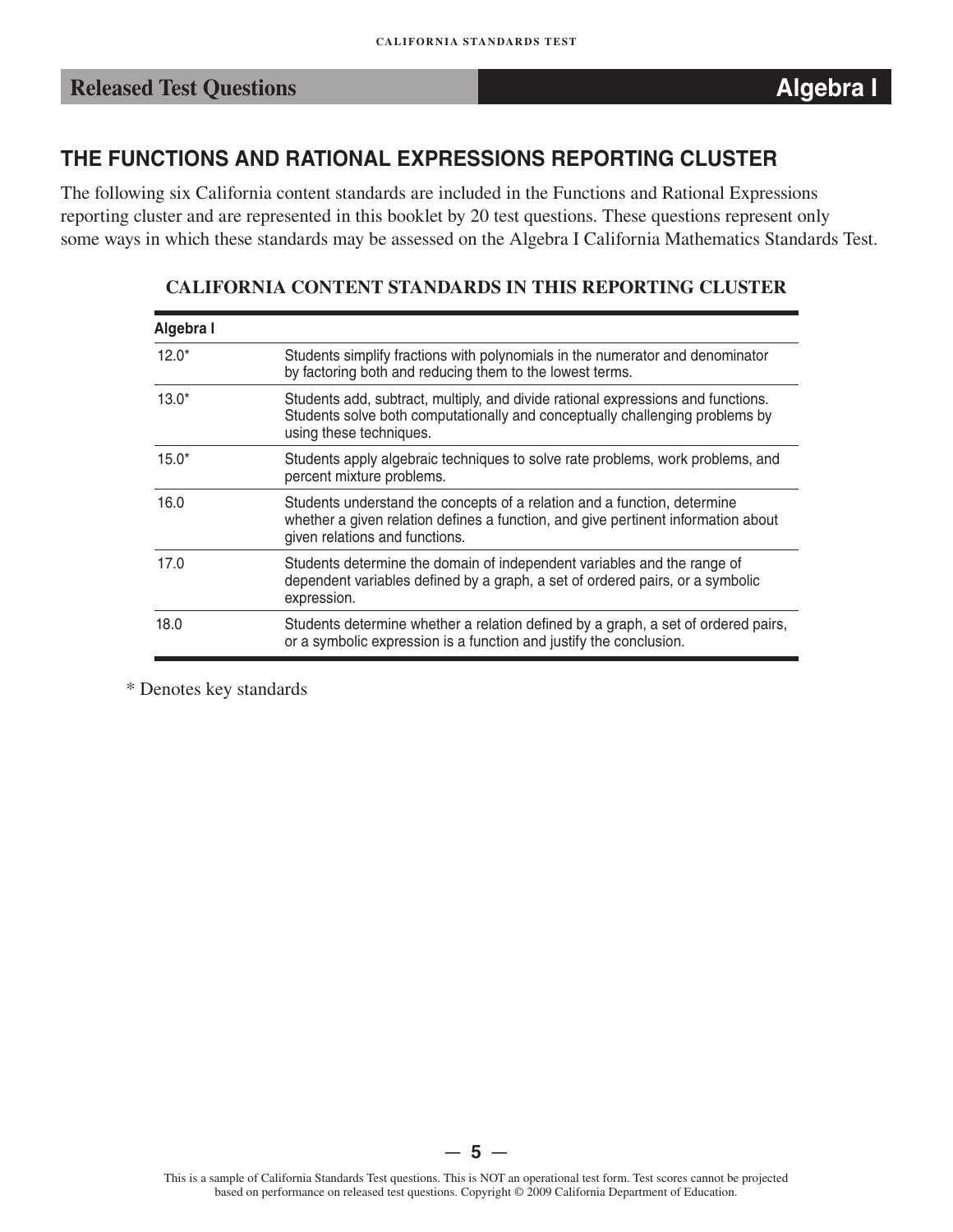## THE FUNCTIONS AND RATIONAL EXPRESSIONS REPORTING CLUSTER

The following six California content standards are included in the Functions and Rational Expressions reporting cluster and are represented in this booklet by 20 test questions. These questions represent only some ways in which these standards may be assessed on the Algebra I California Mathematics Standards Test.

### CALIFORNIA CONTENT STANDARDS IN THIS REPORTING CLUSTER

| Algebra I | |
|---|---|
| 12.0* | Students simplify fractions with polynomials in the numerator and denominator by factoring both and reducing them to the lowest terms. |
| 13.0* | Students add, subtract, multiply, and divide rational expressions and functions. Students solve both computationally and conceptually challenging problems by using these techniques. |
| 15.0* | Students apply algebraic techniques to solve rate problems, work problems, and percent mixture problems. |
| 16.0 | Students understand the concepts of a relation and a function, determine whether a given relation defines a function, and give pertinent information about given relations and functions. |
| 17.0 | Students determine the domain of independent variables and the range of dependent variables defined by a graph, a set of ordered pairs, or a symbolic expression. |
| 18.0 | Students determine whether a relation defined by a graph, a set of ordered pairs, or a symbolic expression is a function and justify the conclusion. |

\* Denotes key standards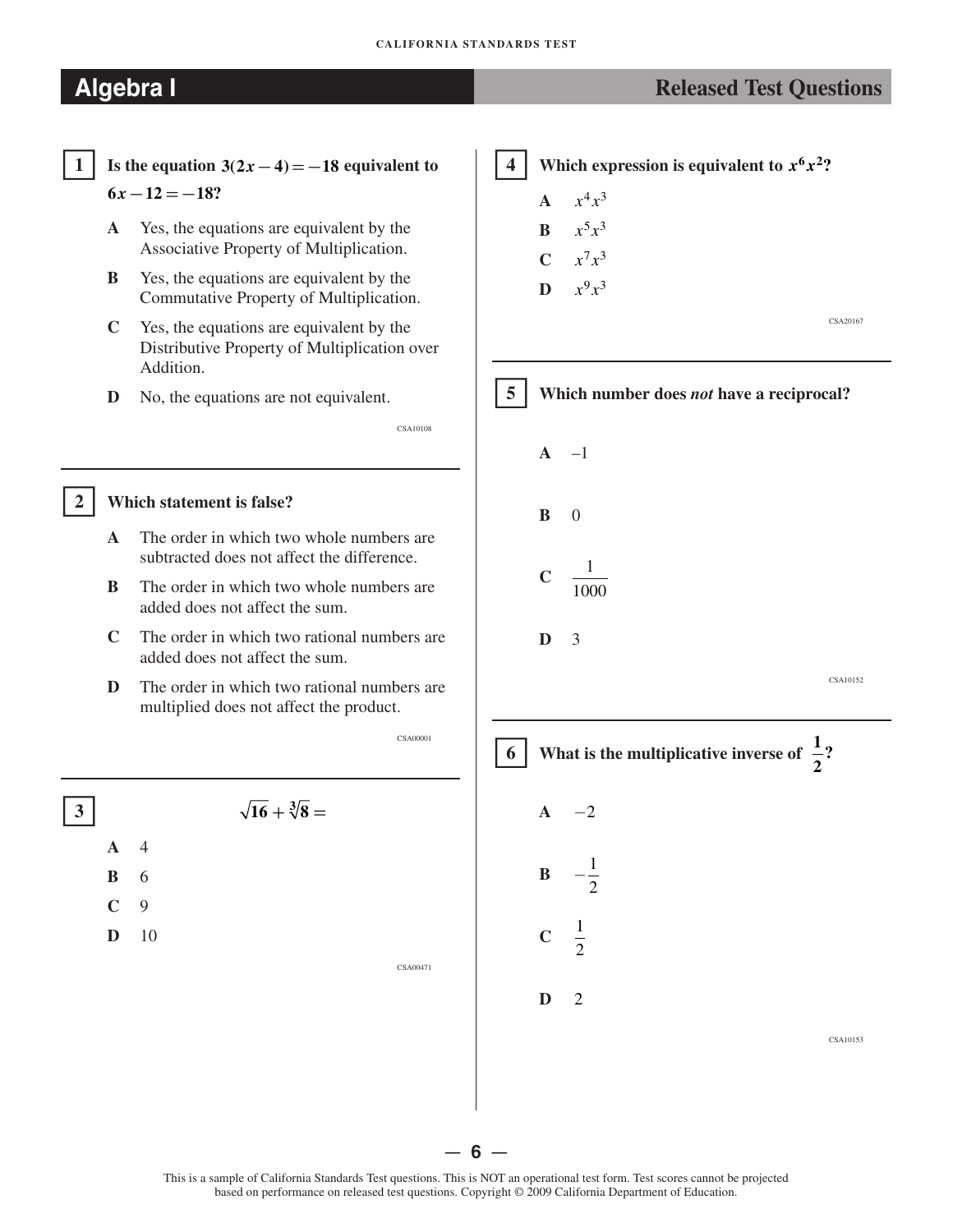# Algebra I

## Released Test Questions

**1** **Is the equation $3(2x - 4) = -18$ equivalent to $6x - 12 = -18$?**

- **A** Yes, the equations are equivalent by the Associative Property of Multiplication.
- **B** Yes, the equations are equivalent by the Commutative Property of Multiplication.
- **C** Yes, the equations are equivalent by the Distributive Property of Multiplication over Addition.
- **D** No, the equations are not equivalent.

CSA10108

---

**2** **Which statement is false?**

- **A** The order in which two whole numbers are subtracted does not affect the difference.
- **B** The order in which two whole numbers are added does not affect the sum.
- **C** The order in which two rational numbers are added does not affect the sum.
- **D** The order in which two rational numbers are multiplied does not affect the product.

CSA00001

---

**3** $$\sqrt{16} + \sqrt[3]{8} =$$

- **A** 4
- **B** 6
- **C** 9
- **D** 10

CSA00471

---

**4** **Which expression is equivalent to $x^6 x^2$?**

- **A** $x^4 x^3$
- **B** $x^5 x^3$
- **C** $x^7 x^3$
- **D** $x^9 x^3$

CSA20167

---

**5** **Which number does *not* have a reciprocal?**

- **A** $-1$
- **B** $0$
- **C** $\frac{1}{1000}$
- **D** $3$

CSA10152

---

**6** **What is the multiplicative inverse of $\frac{1}{2}$?**

- **A** $-2$
- **B** $-\frac{1}{2}$
- **C** $\frac{1}{2}$
- **D** $2$

CSA10153

This is a sample of California Standards Test questions. This is NOT an operational test form. Test scores cannot be projected based on performance on released test questions. Copyright © 2009 California Department of Education.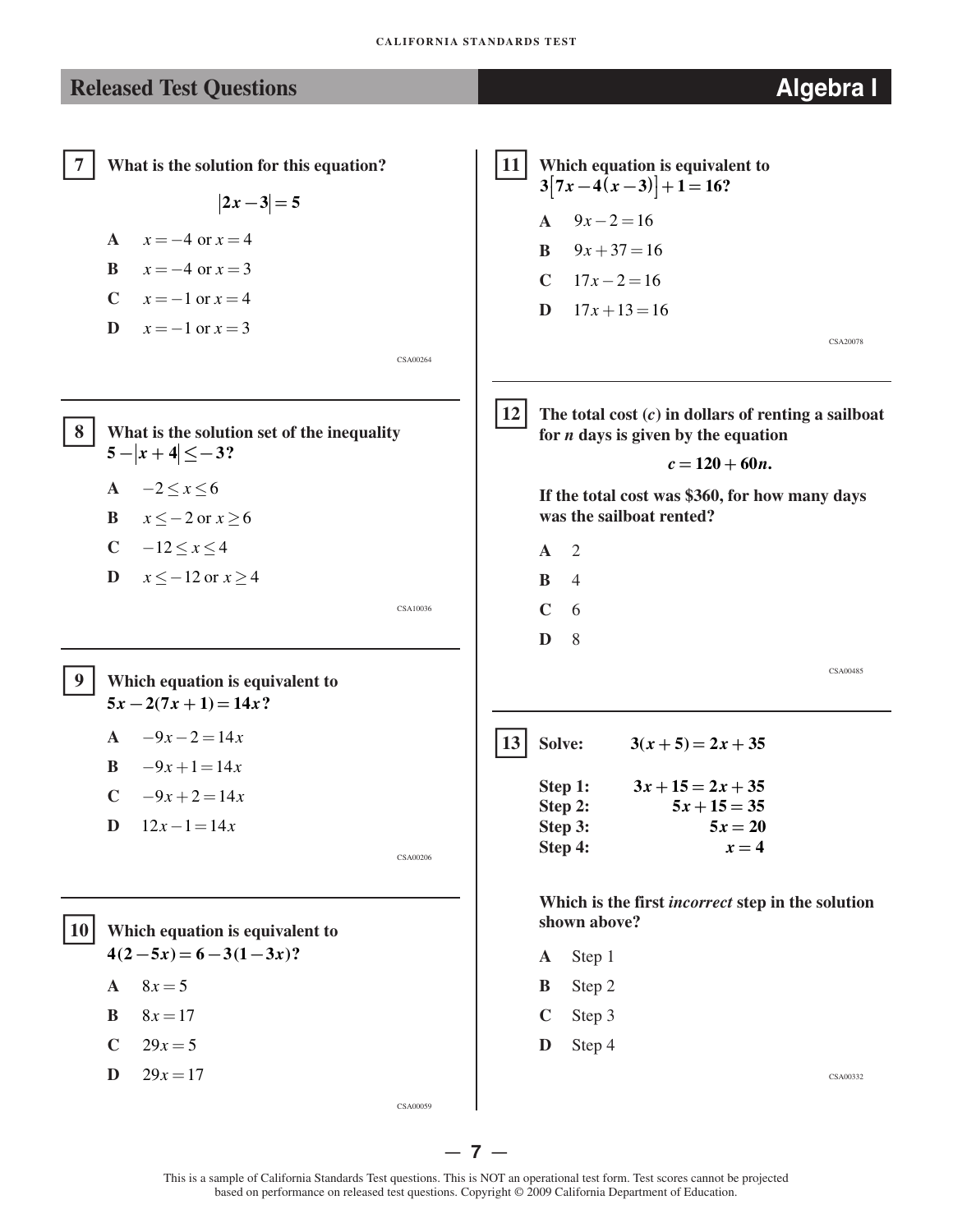## Released Test Questions — Algebra I

**7** **What is the solution for this equation?**

$$|2x - 3| = 5$$

**A** $x = -4$ or $x = 4$

**B** $x = -4$ or $x = 3$

**C** $x = -1$ or $x = 4$

**D** $x = -1$ or $x = 3$

CSA00264

---

**8** **What is the solution set of the inequality $5 - |x + 4| \leq -3$?**

**A** $-2 \leq x \leq 6$

**B** $x \leq -2$ or $x \geq 6$

**C** $-12 \leq x \leq 4$

**D** $x \leq -12$ or $x \geq 4$

CSA10036

---

**9** **Which equation is equivalent to $5x - 2(7x + 1) = 14x$?**

**A** $-9x - 2 = 14x$

**B** $-9x + 1 = 14x$

**C** $-9x + 2 = 14x$

**D** $12x - 1 = 14x$

CSA00206

---

**10** **Which equation is equivalent to $4(2 - 5x) = 6 - 3(1 - 3x)$?**

**A** $8x = 5$

**B** $8x = 17$

**C** $29x = 5$

**D** $29x = 17$

CSA00059

---

**11** **Which equation is equivalent to $3[7x - 4(x - 3)] + 1 = 16$?**

**A** $9x - 2 = 16$

**B** $9x + 37 = 16$

**C** $17x - 2 = 16$

**D** $17x + 13 = 16$

CSA20078

---

**12** **The total cost ($c$) in dollars of renting a sailboat for $n$ days is given by the equation**

$$c = 120 + 60n.$$

**If the total cost was $360, for how many days was the sailboat rented?**

**A** 2

**B** 4

**C** 6

**D** 8

CSA00485

---

**13** **Solve:** $3(x + 5) = 2x + 35$

**Step 1:** $3x + 15 = 2x + 35$
**Step 2:** $5x + 15 = 35$
**Step 3:** $5x = 20$
**Step 4:** $x = 4$

**Which is the first *incorrect* step in the solution shown above?**

**A** Step 1

**B** Step 2

**C** Step 3

**D** Step 4

CSA00332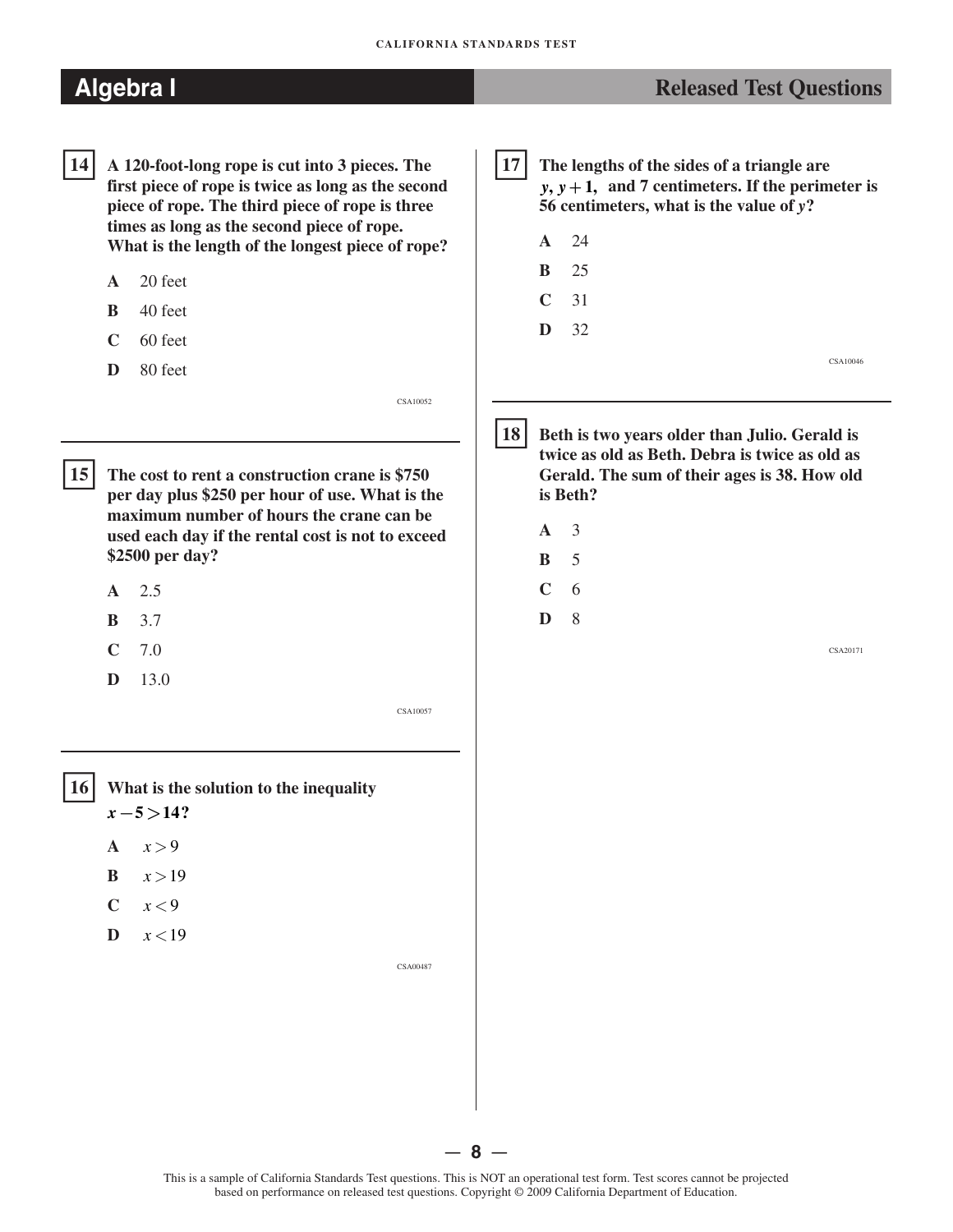**14** A 120-foot-long rope is cut into 3 pieces. The first piece of rope is twice as long as the second piece of rope. The third piece of rope is three times as long as the second piece of rope. What is the length of the longest piece of rope?

- **A** 20 feet
- **B** 40 feet
- **C** 60 feet
- **D** 80 feet

CSA10052

---

**15** The cost to rent a construction crane is $750 per day plus $250 per hour of use. What is the maximum number of hours the crane can be used each day if the rental cost is not to exceed $2500 per day?

- **A** 2.5
- **B** 3.7
- **C** 7.0
- **D** 13.0

CSA10057

---

**16** What is the solution to the inequality $x - 5 > 14$?

- **A** $x > 9$
- **B** $x > 19$
- **C** $x < 9$
- **D** $x < 19$

CSA00487

---

**17** The lengths of the sides of a triangle are $y$, $y + 1$, and 7 centimeters. If the perimeter is 56 centimeters, what is the value of $y$?

- **A** 24
- **B** 25
- **C** 31
- **D** 32

CSA10046

---

**18** Beth is two years older than Julio. Gerald is twice as old as Beth. Debra is twice as old as Gerald. The sum of their ages is 38. How old is Beth?

- **A** 3
- **B** 5
- **C** 6
- **D** 8

CSA20171

This is a sample of California Standards Test questions. This is NOT an operational test form. Test scores cannot be projected based on performance on released test questions. Copyright © 2009 California Department of Education.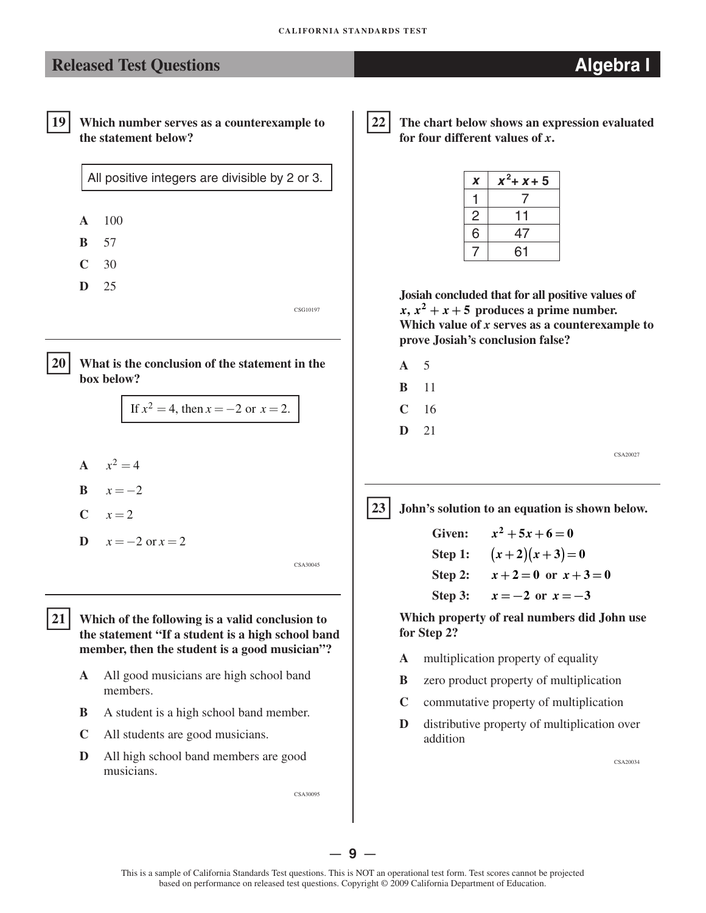## Released Test Questions — Algebra I

**19** **Which number serves as a counterexample to the statement below?**

All positive integers are divisible by 2 or 3.

- **A** 100
- **B** 57
- **C** 30
- **D** 25

CSG10197

---

**20** **What is the conclusion of the statement in the box below?**

If $x^2 = 4$, then $x = -2$ or $x = 2$.

- **A** $x^2 = 4$
- **B** $x = -2$
- **C** $x = 2$
- **D** $x = -2$ or $x = 2$

CSA30045

---

**21** **Which of the following is a valid conclusion to the statement "If a student is a high school band member, then the student is a good musician"?**

- **A** All good musicians are high school band members.
- **B** A student is a high school band member.
- **C** All students are good musicians.
- **D** All high school band members are good musicians.

CSA30095

---

**22** **The chart below shows an expression evaluated for four different values of $x$.**

| $x$ | $x^2 + x + 5$ |
|---|---|
| 1 | 7 |
| 2 | 11 |
| 6 | 47 |
| 7 | 61 |

**Josiah concluded that for all positive values of $x$, $x^2 + x + 5$ produces a prime number. Which value of $x$ serves as a counterexample to prove Josiah's conclusion false?**

- **A** 5
- **B** 11
- **C** 16
- **D** 21

CSA20027

---

**23** **John's solution to an equation is shown below.**

**Given:** $x^2 + 5x + 6 = 0$

**Step 1:** $(x + 2)(x + 3) = 0$

**Step 2:** $x + 2 = 0$ or $x + 3 = 0$

**Step 3:** $x = -2$ or $x = -3$

**Which property of real numbers did John use for Step 2?**

- **A** multiplication property of equality
- **B** zero product property of multiplication
- **C** commutative property of multiplication
- **D** distributive property of multiplication over addition

CSA20034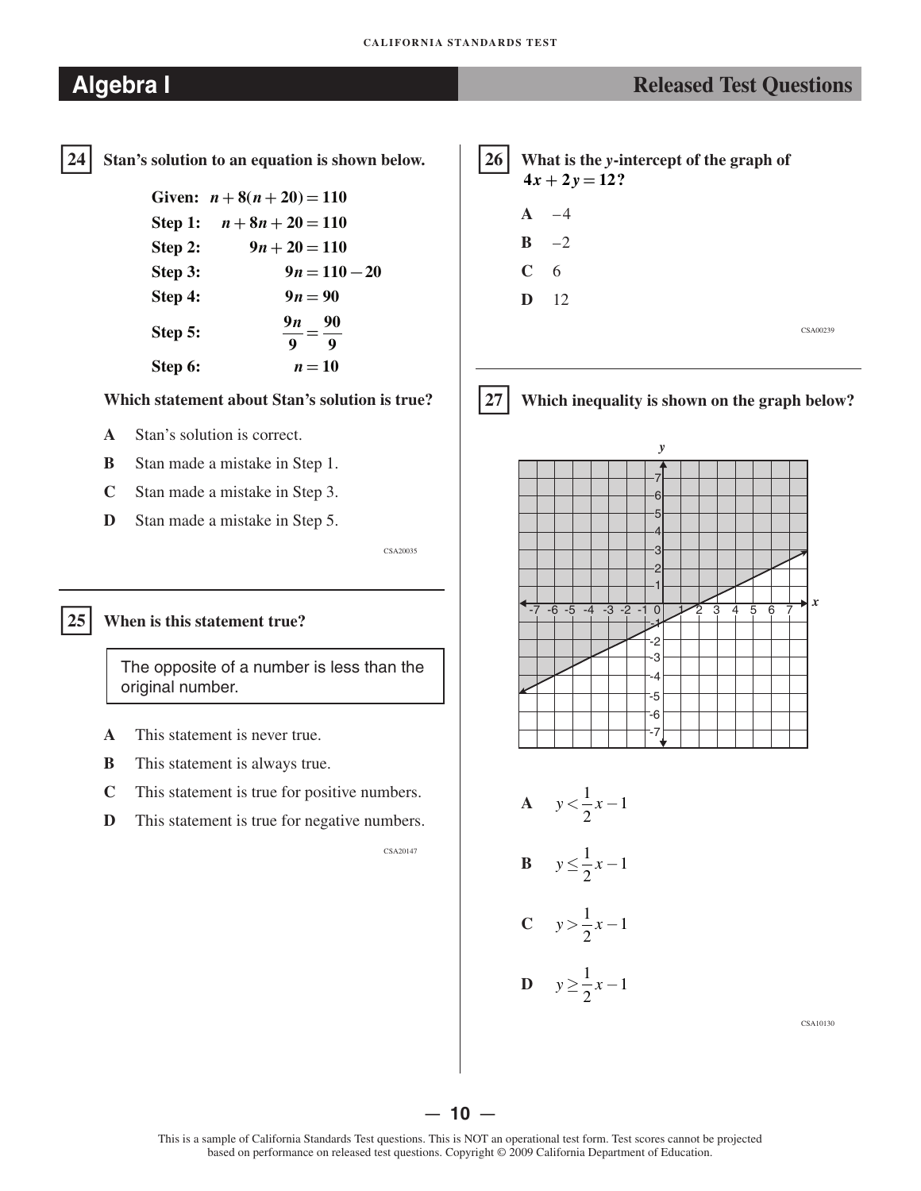**24** Stan's solution to an equation is shown below.

Given: $n + 8(n + 20) = 110$

Step 1: $n + 8n + 20 = 110$

Step 2: $9n + 20 = 110$

Step 3: $9n = 110 - 20$

Step 4: $9n = 90$

Step 5: $\frac{9n}{9} = \frac{90}{9}$

Step 6: $n = 10$

**Which statement about Stan's solution is true?**

**A** Stan's solution is correct.

**B** Stan made a mistake in Step 1.

**C** Stan made a mistake in Step 3.

**D** Stan made a mistake in Step 5.

CSA20035

---

**25** When is this statement true?

> The opposite of a number is less than the original number.

**A** This statement is never true.

**B** This statement is always true.

**C** This statement is true for positive numbers.

**D** This statement is true for negative numbers.

CSA20147

---

**26** What is the *y*-intercept of the graph of $4x + 2y = 12$?

**A** $-4$

**B** $-2$

**C** $6$

**D** $12$

CSA00239

---

**27** Which inequality is shown on the graph below?

**A** $y < \frac{1}{2}x - 1$

**B** $y \leq \frac{1}{2}x - 1$

**C** $y > \frac{1}{2}x - 1$

**D** $y \geq \frac{1}{2}x - 1$

CSA10130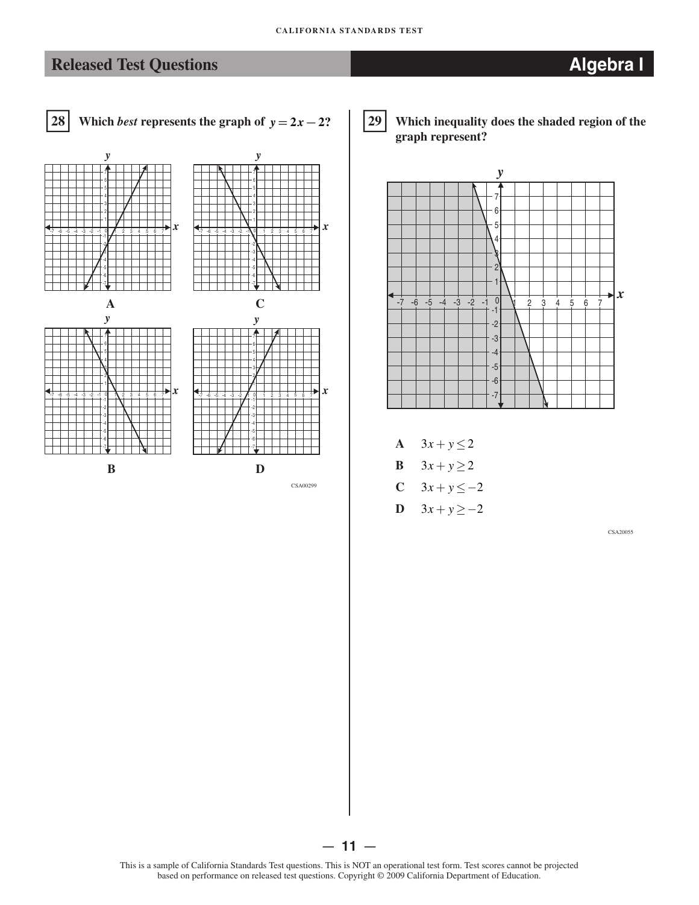## Released Test Questions — Algebra I

**28** Which *best* represents the graph of $y = 2x - 2$?

A

C

B

D

CSA00299

**29** Which inequality does the shaded region of the graph represent?

**A** $3x + y \leq 2$

**B** $3x + y \geq 2$

**C** $3x + y \leq -2$

**D** $3x + y \geq -2$

CSA20055

This is a sample of California Standards Test questions. This is NOT an operational test form. Test scores cannot be projected based on performance on released test questions. Copyright © 2009 California Department of Education.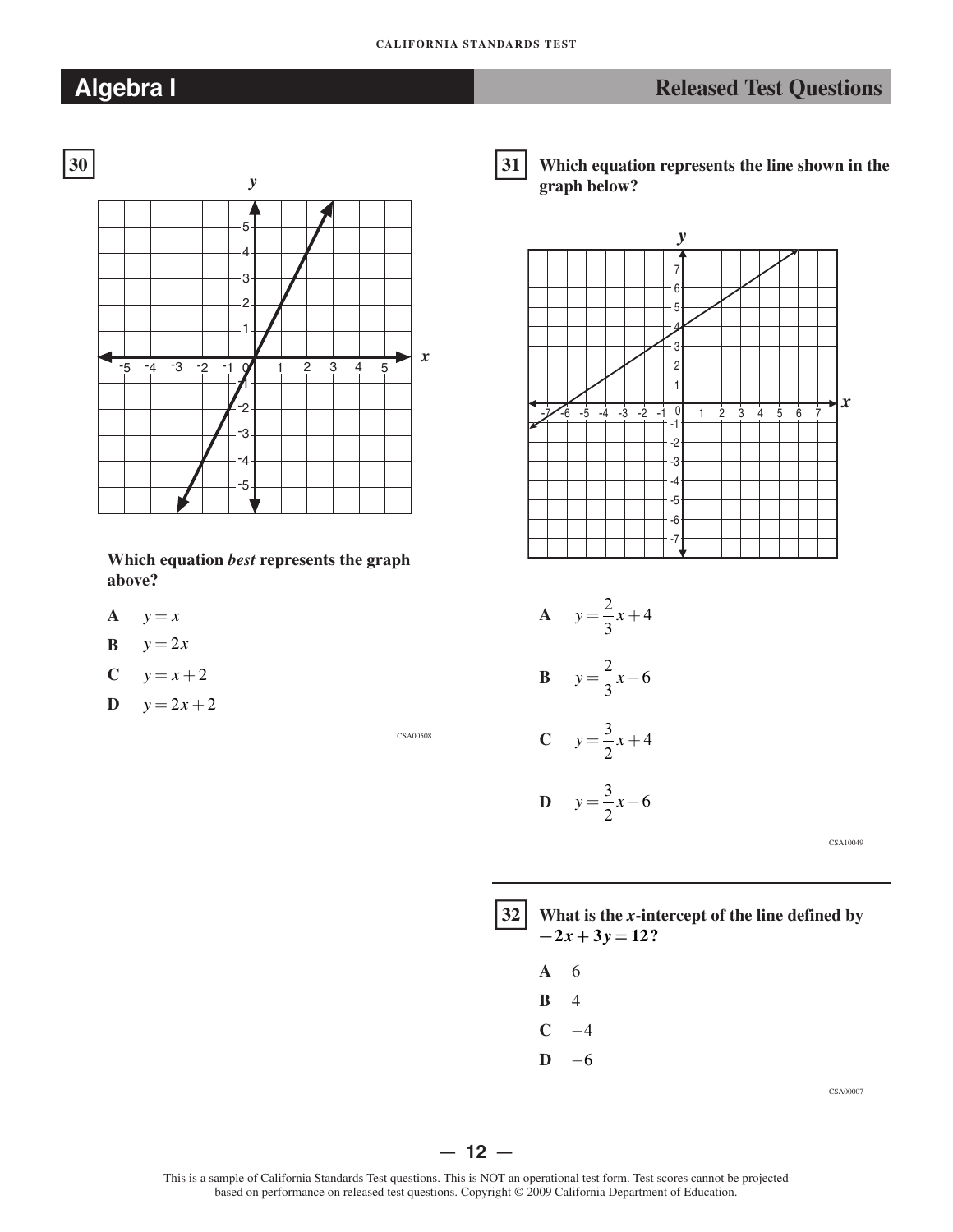## Algebra I — Released Test Questions

**30**

**Which equation *best* represents the graph above?**

- **A** $y = x$
- **B** $y = 2x$
- **C** $y = x + 2$
- **D** $y = 2x + 2$

CSA00508

**31** **Which equation represents the line shown in the graph below?**

- **A** $y = \frac{2}{3}x + 4$
- **B** $y = \frac{2}{3}x - 6$
- **C** $y = \frac{3}{2}x + 4$
- **D** $y = \frac{3}{2}x - 6$

CSA10049

**32** **What is the *x*-intercept of the line defined by $-2x + 3y = 12$?**

- **A** 6
- **B** 4
- **C** $-4$
- **D** $-6$

CSA00007

This is a sample of California Standards Test questions. This is NOT an operational test form. Test scores cannot be projected based on performance on released test questions. Copyright © 2009 California Department of Education.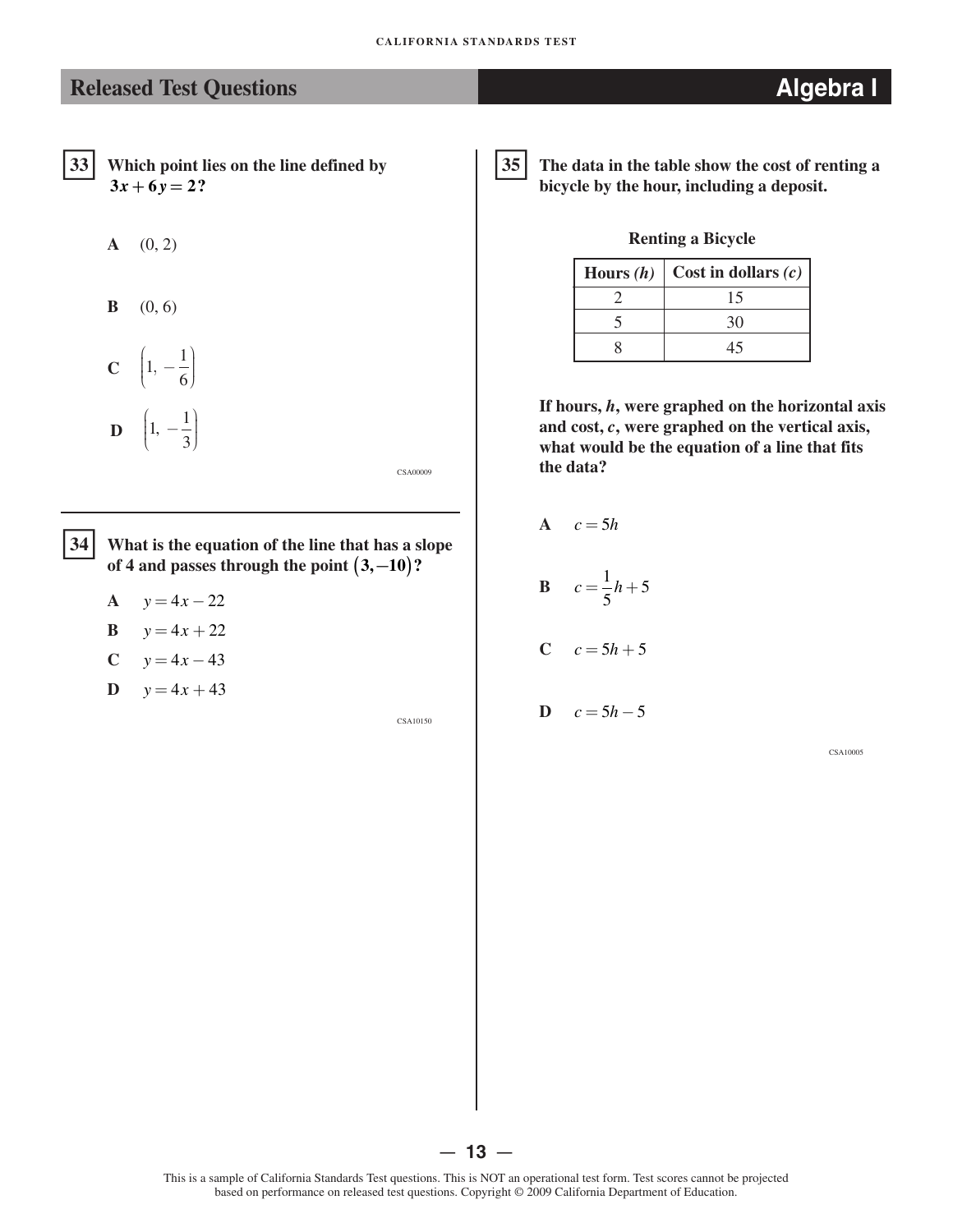## Released Test Questions — Algebra I

**33** **Which point lies on the line defined by $3x + 6y = 2$?**

- **A** $(0, 2)$
- **B** $(0, 6)$
- **C** $\left(1, -\frac{1}{6}\right)$
- **D** $\left(1, -\frac{1}{3}\right)$

CSA00009

---

**34** **What is the equation of the line that has a slope of 4 and passes through the point $(3, -10)$?**

- **A** $y = 4x - 22$
- **B** $y = 4x + 22$
- **C** $y = 4x - 43$
- **D** $y = 4x + 43$

CSA10150

---

**35** **The data in the table show the cost of renting a bicycle by the hour, including a deposit.**

**Renting a Bicycle**

| Hours *(h)* | Cost in dollars *(c)* |
|---|---|
| 2 | 15 |
| 5 | 30 |
| 8 | 45 |

**If hours, *h*, were graphed on the horizontal axis and cost, *c*, were graphed on the vertical axis, what would be the equation of a line that fits the data?**

- **A** $c = 5h$
- **B** $c = \frac{1}{5}h + 5$
- **C** $c = 5h + 5$
- **D** $c = 5h - 5$

CSA10005

This is a sample of California Standards Test questions. This is NOT an operational test form. Test scores cannot be projected based on performance on released test questions. Copyright © 2009 California Department of Education.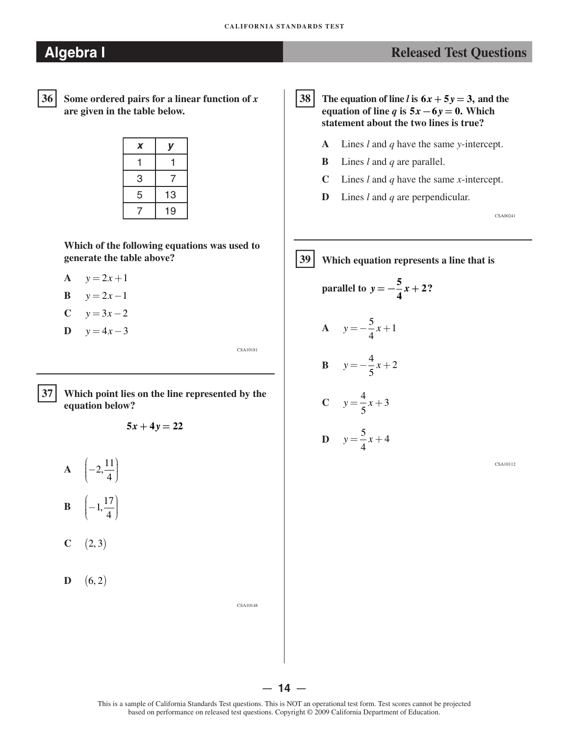# Algebra I

## Released Test Questions

**36** **Some ordered pairs for a linear function of $x$ are given in the table below.**

| $x$ | $y$ |
|---|---|
| 1 | 1 |
| 3 | 7 |
| 5 | 13 |
| 7 | 19 |

**Which of the following equations was used to generate the table above?**

- **A** $y = 2x + 1$
- **B** $y = 2x - 1$
- **C** $y = 3x - 2$
- **D** $y = 4x - 3$

CSA10181

---

**37** **Which point lies on the line represented by the equation below?**

$$5x + 4y = 22$$

- **A** $\left(-2, \frac{11}{4}\right)$
- **B** $\left(-1, \frac{17}{4}\right)$
- **C** $(2, 3)$
- **D** $(6, 2)$

CSA10148

---

**38** **The equation of line $l$ is $6x + 5y = 3$, and the equation of line $q$ is $5x - 6y = 0$. Which statement about the two lines is true?**

- **A** Lines $l$ and $q$ have the same $y$-intercept.
- **B** Lines $l$ and $q$ are parallel.
- **C** Lines $l$ and $q$ have the same $x$-intercept.
- **D** Lines $l$ and $q$ are perpendicular.

CSA00241

---

**39** **Which equation represents a line that is parallel to $y = -\frac{5}{4}x + 2$?**

- **A** $y = -\frac{5}{4}x + 1$
- **B** $y = -\frac{4}{5}x + 2$
- **C** $y = \frac{4}{5}x + 3$
- **D** $y = \frac{5}{4}x + 4$

CSA10112

This is a sample of California Standards Test questions. This is NOT an operational test form. Test scores cannot be projected based on performance on released test questions. Copyright © 2009 California Department of Education.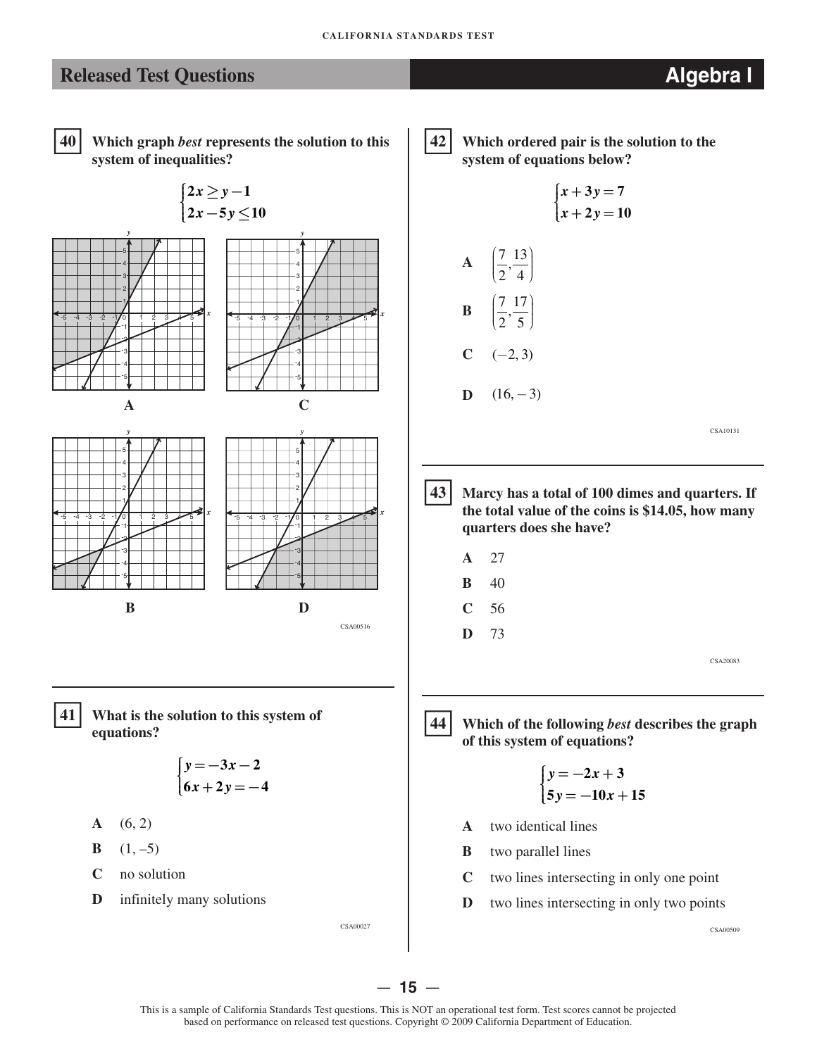## Released Test Questions — Algebra I

**40** **Which graph *best* represents the solution to this system of inequalities?**

$$\begin{cases} 2x \geq y - 1 \\ 2x - 5y \leq 10 \end{cases}$$

A

C

B

D

CSA00516

---

**41** **What is the solution to this system of equations?**

$$\begin{cases} y = -3x - 2 \\ 6x + 2y = -4 \end{cases}$$

- **A** (6, 2)
- **B** (1, –5)
- **C** no solution
- **D** infinitely many solutions

CSA00027

---

**42** **Which ordered pair is the solution to the system of equations below?**

$$\begin{cases} x + 3y = 7 \\ x + 2y = 10 \end{cases}$$

- **A** $\left(\frac{7}{2}, \frac{13}{4}\right)$
- **B** $\left(\frac{7}{2}, \frac{17}{5}\right)$
- **C** $(-2, 3)$
- **D** $(16, -3)$

CSA10131

---

**43** **Marcy has a total of 100 dimes and quarters. If the total value of the coins is $14.05, how many quarters does she have?**

- **A** 27
- **B** 40
- **C** 56
- **D** 73

CSA20083

---

**44** **Which of the following *best* describes the graph of this system of equations?**

$$\begin{cases} y = -2x + 3 \\ 5y = -10x + 15 \end{cases}$$

- **A** two identical lines
- **B** two parallel lines
- **C** two lines intersecting in only one point
- **D** two lines intersecting in only two points

CSA00509

This is a sample of California Standards Test questions. This is NOT an operational test form. Test scores cannot be projected based on performance on released test questions. Copyright © 2009 California Department of Education.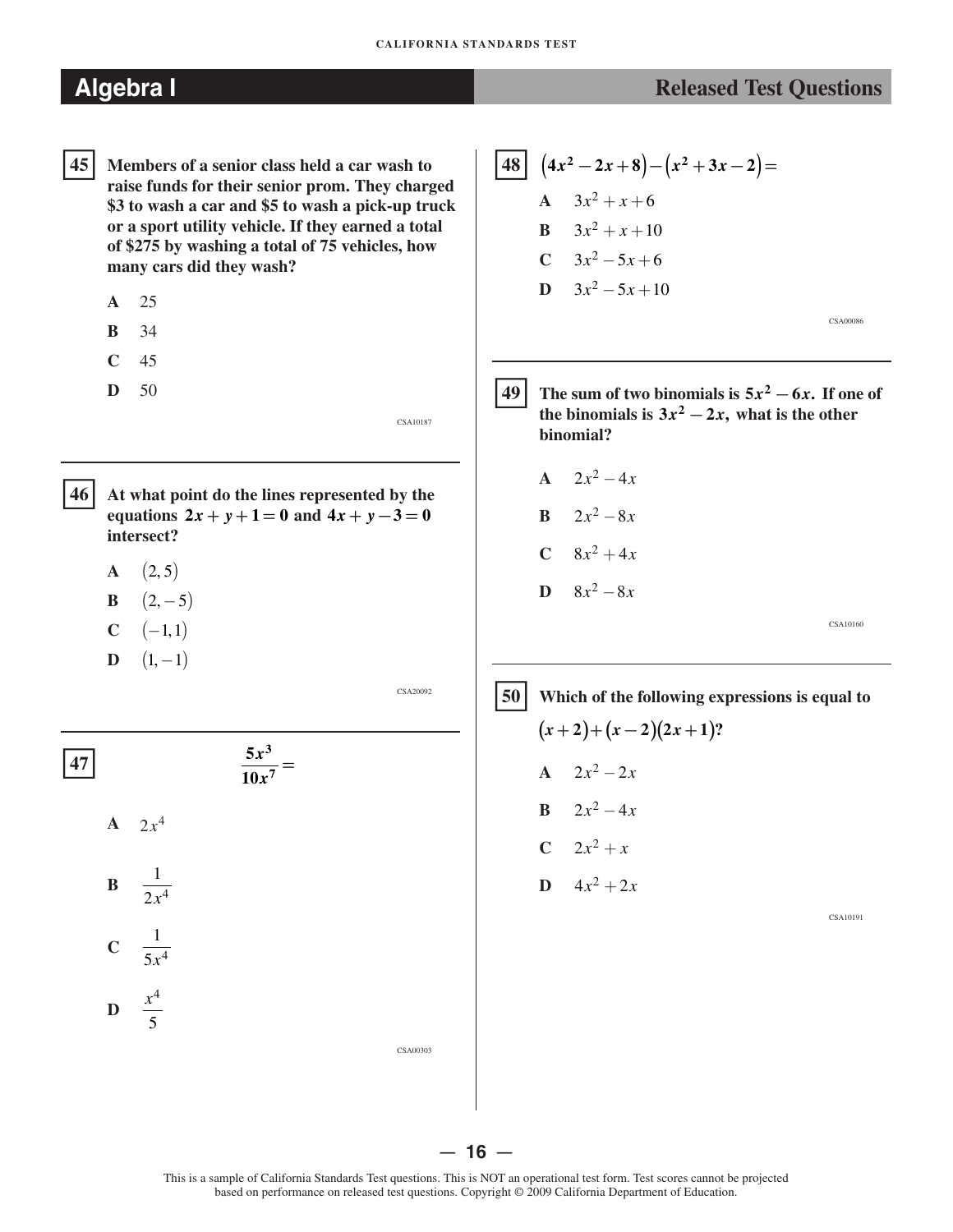**45** Members of a senior class held a car wash to raise funds for their senior prom. They charged \$3 to wash a car and \$5 to wash a pick-up truck or a sport utility vehicle. If they earned a total of \$275 by washing a total of 75 vehicles, how many cars did they wash?

- **A** 25
- **B** 34
- **C** 45
- **D** 50

CSA10187

---

**46** At what point do the lines represented by the equations $2x + y + 1 = 0$ and $4x + y - 3 = 0$ intersect?

- **A** $(2, 5)$
- **B** $(2, -5)$
- **C** $(-1, 1)$
- **D** $(1, -1)$

CSA20092

---

**47**

$$\frac{5x^3}{10x^7} =$$

- **A** $2x^4$
- **B** $\frac{1}{2x^4}$
- **C** $\frac{1}{5x^4}$
- **D** $\frac{x^4}{5}$

CSA00303

---

**48** $(4x^2 - 2x + 8) - (x^2 + 3x - 2) =$

- **A** $3x^2 + x + 6$
- **B** $3x^2 + x + 10$
- **C** $3x^2 - 5x + 6$
- **D** $3x^2 - 5x + 10$

CSA00086

---

**49** The sum of two binomials is $5x^2 - 6x$. If one of the binomials is $3x^2 - 2x$, what is the other binomial?

- **A** $2x^2 - 4x$
- **B** $2x^2 - 8x$
- **C** $8x^2 + 4x$
- **D** $8x^2 - 8x$

CSA10160

---

**50** Which of the following expressions is equal to $(x + 2) + (x - 2)(2x + 1)$?

- **A** $2x^2 - 2x$
- **B** $2x^2 - 4x$
- **C** $2x^2 + x$
- **D** $4x^2 + 2x$

CSA10191

This is a sample of California Standards Test questions. This is NOT an operational test form. Test scores cannot be projected based on performance on released test questions. Copyright © 2009 California Department of Education.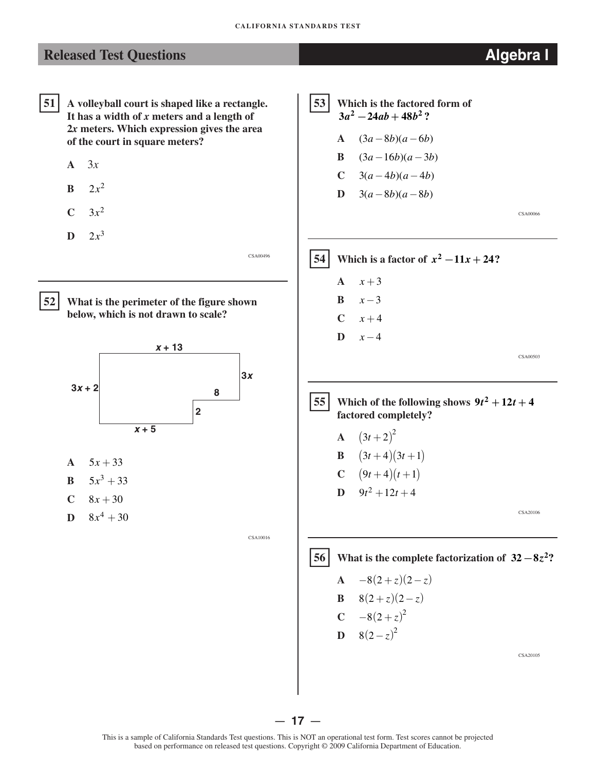## Released Test Questions — Algebra I

**51** A volleyball court is shaped like a rectangle. It has a width of $x$ meters and a length of $2x$ meters. Which expression gives the area of the court in square meters?

- **A** $3x$
- **B** $2x^2$
- **C** $3x^2$
- **D** $2x^3$

CSA00496

---

**52** What is the perimeter of the figure shown below, which is not drawn to scale?

(Figure labels: $x + 13$, $3x$, $3x + 2$, $8$, $2$, $x + 5$)

- **A** $5x + 33$
- **B** $5x^3 + 33$
- **C** $8x + 30$
- **D** $8x^4 + 30$

CSA10016

---

**53** Which is the factored form of $3a^2 - 24ab + 48b^2$?

- **A** $(3a - 8b)(a - 6b)$
- **B** $(3a - 16b)(a - 3b)$
- **C** $3(a - 4b)(a - 4b)$
- **D** $3(a - 8b)(a - 8b)$

CSA00066

---

**54** Which is a factor of $x^2 - 11x + 24$?

- **A** $x + 3$
- **B** $x - 3$
- **C** $x + 4$
- **D** $x - 4$

CSA00503

---

**55** Which of the following shows $9t^2 + 12t + 4$ factored completely?

- **A** $(3t + 2)^2$
- **B** $(3t + 4)(3t + 1)$
- **C** $(9t + 4)(t + 1)$
- **D** $9t^2 + 12t + 4$

CSA20106

---

**56** What is the complete factorization of $32 - 8z^2$?

- **A** $-8(2 + z)(2 - z)$
- **B** $8(2 + z)(2 - z)$
- **C** $-8(2 + z)^2$
- **D** $8(2 - z)^2$

CSA20105

This is a sample of California Standards Test questions. This is NOT an operational test form. Test scores cannot be projected based on performance on released test questions. Copyright © 2009 California Department of Education.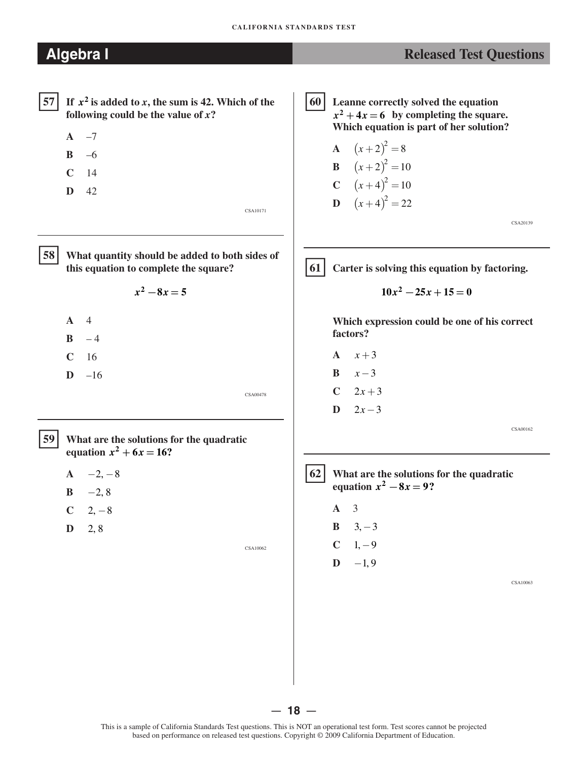# Algebra I

## Released Test Questions

**57** **If $x^2$ is added to $x$, the sum is 42. Which of the following could be the value of $x$?**

- **A** $-7$
- **B** $-6$
- **C** $14$
- **D** $42$

CSA10171

---

**58** **What quantity should be added to both sides of this equation to complete the square?**

$$x^2 - 8x = 5$$

- **A** $4$
- **B** $-4$
- **C** $16$
- **D** $-16$

CSA00478

---

**59** **What are the solutions for the quadratic equation $x^2 + 6x = 16$?**

- **A** $-2, -8$
- **B** $-2, 8$
- **C** $2, -8$
- **D** $2, 8$

CSA10062

---

**60** **Leanne correctly solved the equation $x^2 + 4x = 6$ by completing the square. Which equation is part of her solution?**

- **A** $(x+2)^2 = 8$
- **B** $(x+2)^2 = 10$
- **C** $(x+4)^2 = 10$
- **D** $(x+4)^2 = 22$

CSA20139

---

**61** **Carter is solving this equation by factoring.**

$$10x^2 - 25x + 15 = 0$$

**Which expression could be one of his correct factors?**

- **A** $x+3$
- **B** $x-3$
- **C** $2x+3$
- **D** $2x-3$

CSA00162

---

**62** **What are the solutions for the quadratic equation $x^2 - 8x = 9$?**

- **A** $3$
- **B** $3, -3$
- **C** $1, -9$
- **D** $-1, 9$

CSA10063

This is a sample of California Standards Test questions. This is NOT an operational test form. Test scores cannot be projected based on performance on released test questions. Copyright © 2009 California Department of Education.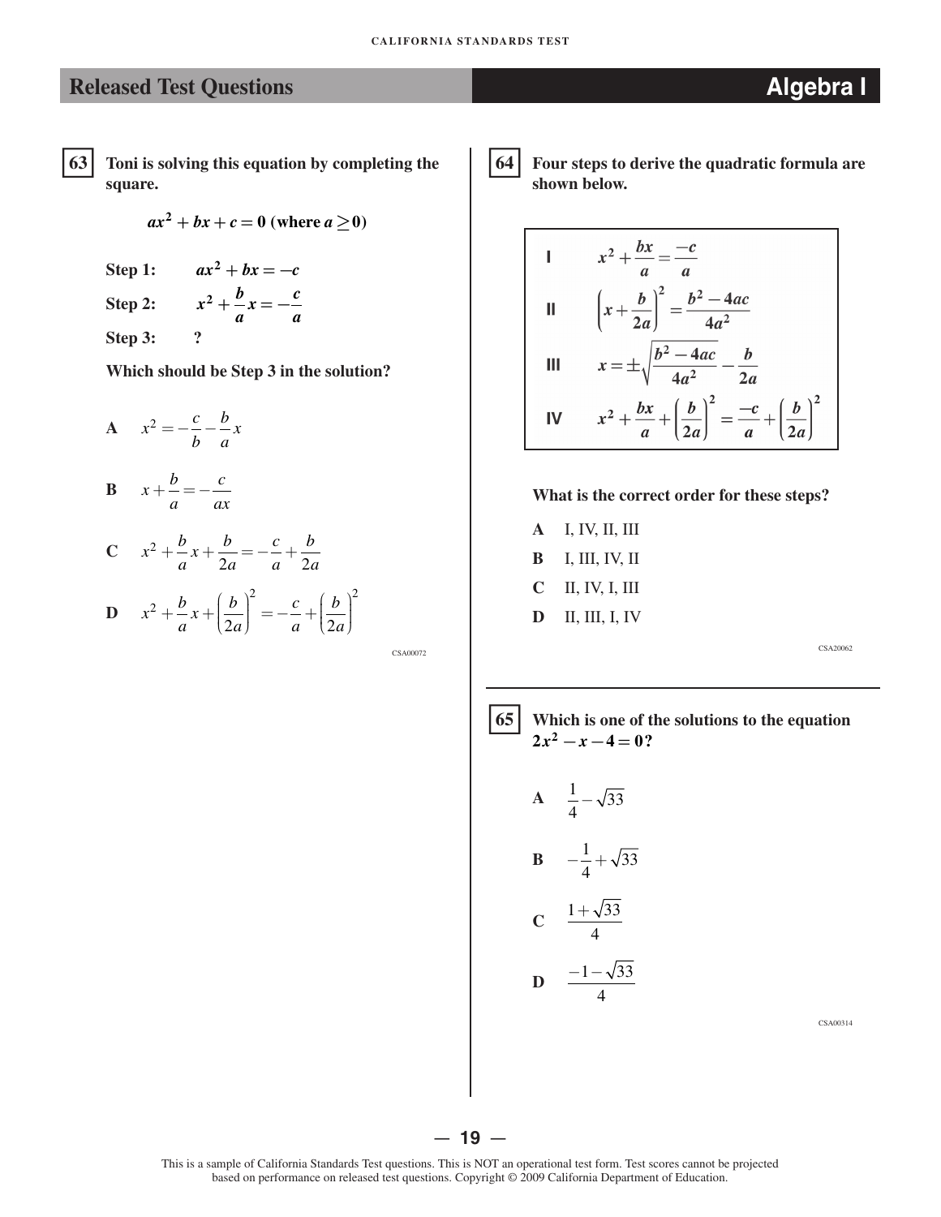## Released Test Questions — Algebra I

**63** **Toni is solving this equation by completing the square.**

$$ax^2 + bx + c = 0 \text{ (where } a \geq 0\text{)}$$

**Step 1:** $ax^2 + bx = -c$

**Step 2:** $x^2 + \frac{b}{a}x = -\frac{c}{a}$

**Step 3:** **?**

**Which should be Step 3 in the solution?**

**A** $x^2 = -\frac{c}{b} - \frac{b}{a}x$

**B** $x + \frac{b}{a} = -\frac{c}{ax}$

**C** $x^2 + \frac{b}{a}x + \frac{b}{2a} = -\frac{c}{a} + \frac{b}{2a}$

**D** $x^2 + \frac{b}{a}x + \left(\frac{b}{2a}\right)^2 = -\frac{c}{a} + \left(\frac{b}{2a}\right)^2$

CSA00072

**64** **Four steps to derive the quadratic formula are shown below.**

| | |
|---|---|
| **I** | $x^2 + \frac{bx}{a} = \frac{-c}{a}$ |
| **II** | $\left(x + \frac{b}{2a}\right)^2 = \frac{b^2 - 4ac}{4a^2}$ |
| **III** | $x = \pm\sqrt{\frac{b^2 - 4ac}{4a^2}} - \frac{b}{2a}$ |
| **IV** | $x^2 + \frac{bx}{a} + \left(\frac{b}{2a}\right)^2 = \frac{-c}{a} + \left(\frac{b}{2a}\right)^2$ |

**What is the correct order for these steps?**

**A** I, IV, II, III

**B** I, III, IV, II

**C** II, IV, I, III

**D** II, III, I, IV

CSA20062

**65** **Which is one of the solutions to the equation $2x^2 - x - 4 = 0$?**

**A** $\frac{1}{4} - \sqrt{33}$

**B** $-\frac{1}{4} + \sqrt{33}$

**C** $\frac{1 + \sqrt{33}}{4}$

**D** $\frac{-1 - \sqrt{33}}{4}$

CSA00314

This is a sample of California Standards Test questions. This is NOT an operational test form. Test scores cannot be projected based on performance on released test questions. Copyright © 2009 California Department of Education.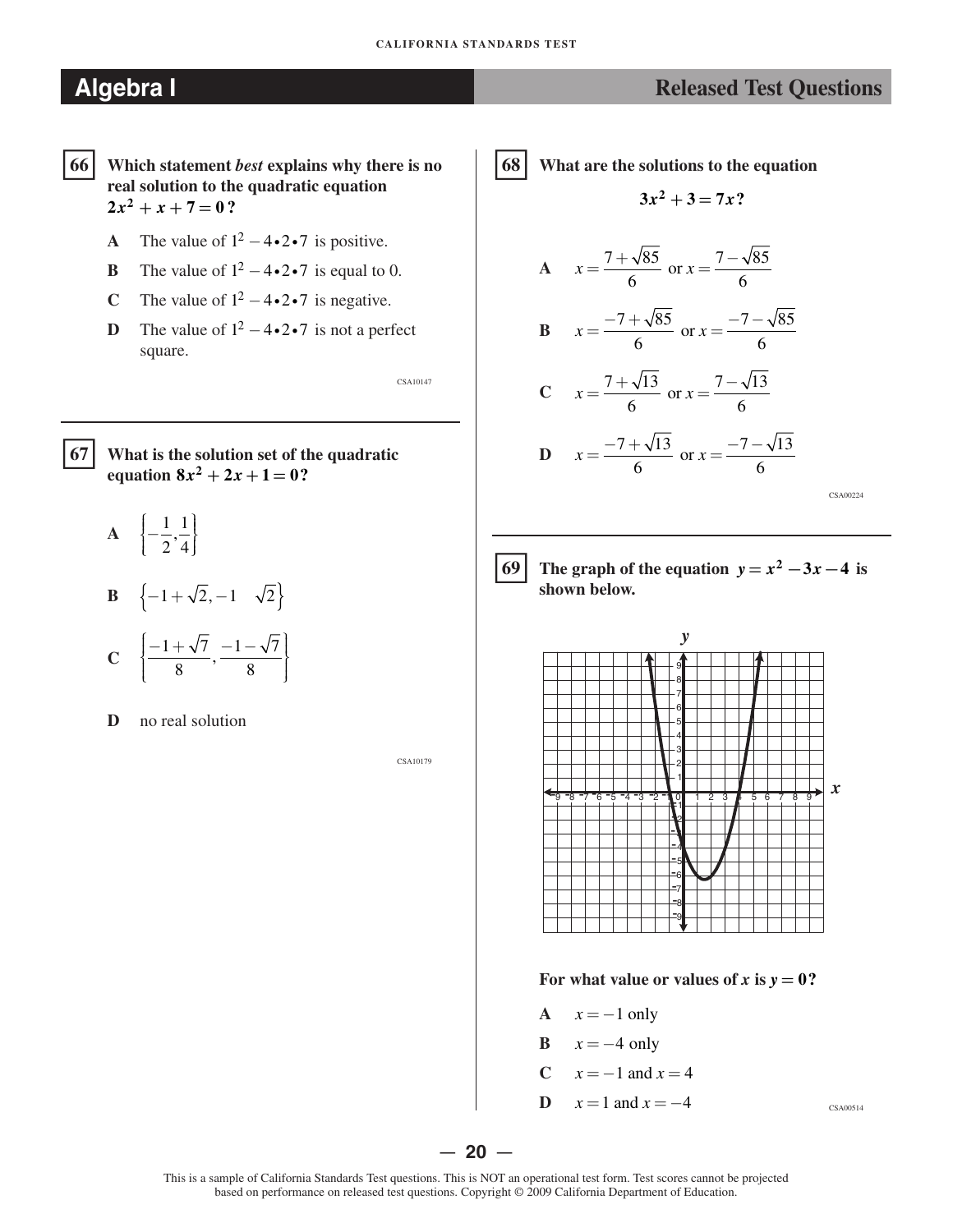## Algebra I — Released Test Questions

**66** **Which statement *best* explains why there is no real solution to the quadratic equation $2x^2 + x + 7 = 0$?**

- **A** The value of $1^2 - 4 \bullet 2 \bullet 7$ is positive.
- **B** The value of $1^2 - 4 \bullet 2 \bullet 7$ is equal to 0.
- **C** The value of $1^2 - 4 \bullet 2 \bullet 7$ is negative.
- **D** The value of $1^2 - 4 \bullet 2 \bullet 7$ is not a perfect square.

CSA10147

**67** **What is the solution set of the quadratic equation $8x^2 + 2x + 1 = 0$?**

- **A** $\left\{-\frac{1}{2}, \frac{1}{4}\right\}$
- **B** $\left\{-1+\sqrt{2}, -1 \quad \sqrt{2}\right\}$
- **C** $\left\{\frac{-1+\sqrt{7}}{8}, \frac{-1-\sqrt{7}}{8}\right\}$
- **D** no real solution

CSA10179

**68** **What are the solutions to the equation**

$$3x^2 + 3 = 7x?$$

- **A** $x = \frac{7+\sqrt{85}}{6}$ or $x = \frac{7-\sqrt{85}}{6}$
- **B** $x = \frac{-7+\sqrt{85}}{6}$ or $x = \frac{-7-\sqrt{85}}{6}$
- **C** $x = \frac{7+\sqrt{13}}{6}$ or $x = \frac{7-\sqrt{13}}{6}$
- **D** $x = \frac{-7+\sqrt{13}}{6}$ or $x = \frac{-7-\sqrt{13}}{6}$

CSA00224

**69** **The graph of the equation $y = x^2 - 3x - 4$ is shown below.**

**For what value or values of $x$ is $y = 0$?**

- **A** $x = -1$ only
- **B** $x = -4$ only
- **C** $x = -1$ and $x = 4$
- **D** $x = 1$ and $x = -4$

CSA00514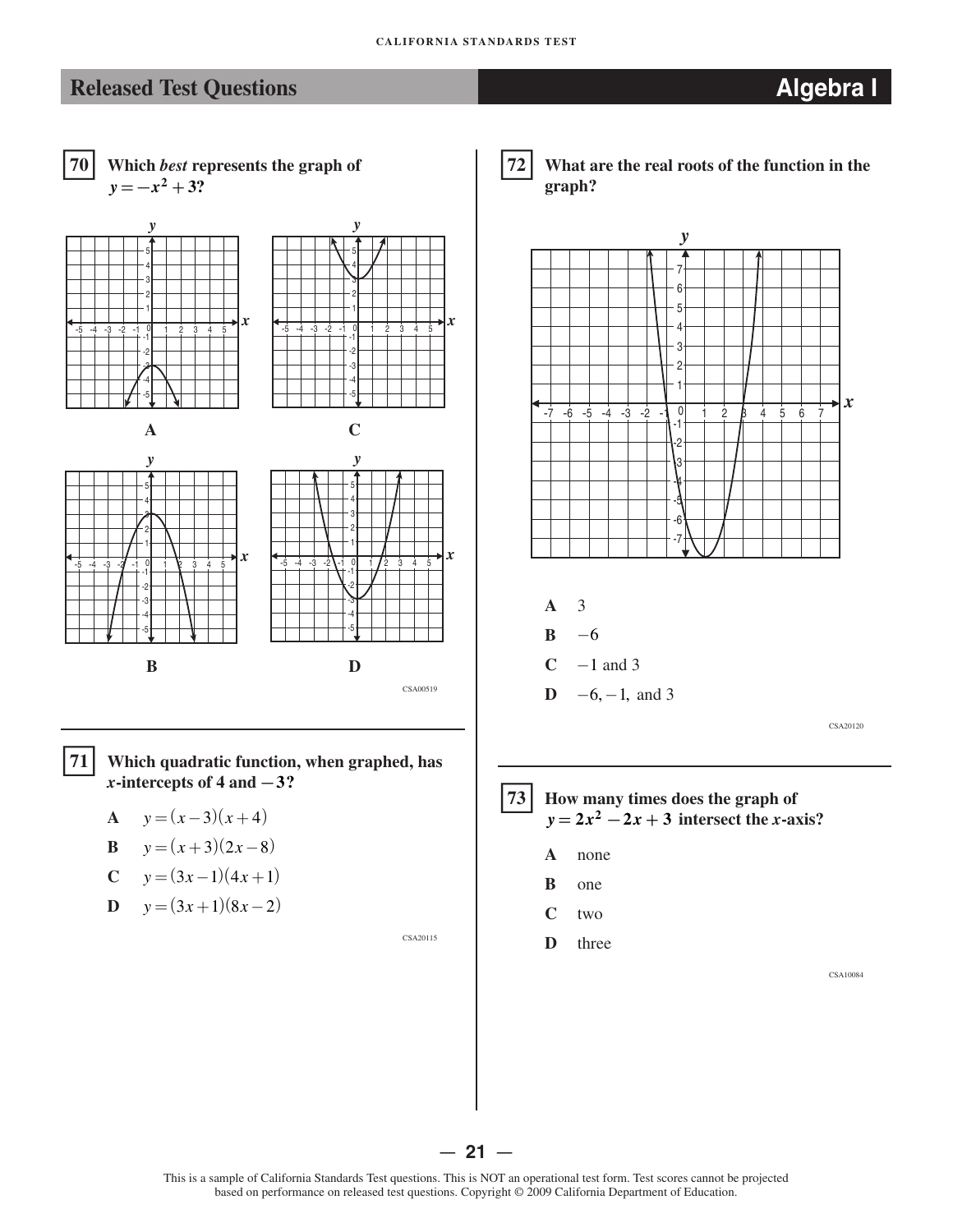## Released Test Questions — Algebra I

**70** Which *best* represents the graph of $y = -x^2 + 3$?

**A**

**C**

**B**

**D**

CSA00519

---

**71** Which quadratic function, when graphed, has $x$-intercepts of 4 and $-3$?

**A** $y = (x - 3)(x + 4)$

**B** $y = (x + 3)(2x - 8)$

**C** $y = (3x - 1)(4x + 1)$

**D** $y = (3x + 1)(8x - 2)$

CSA20115

---

**72** What are the real roots of the function in the graph?

**A** 3

**B** $-6$

**C** $-1$ and 3

**D** $-6, -1,$ and 3

CSA20120

---

**73** How many times does the graph of $y = 2x^2 - 2x + 3$ intersect the $x$-axis?

**A** none

**B** one

**C** two

**D** three

CSA10084

This is a sample of California Standards Test questions. This is NOT an operational test form. Test scores cannot be projected based on performance on released test questions. Copyright © 2009 California Department of Education.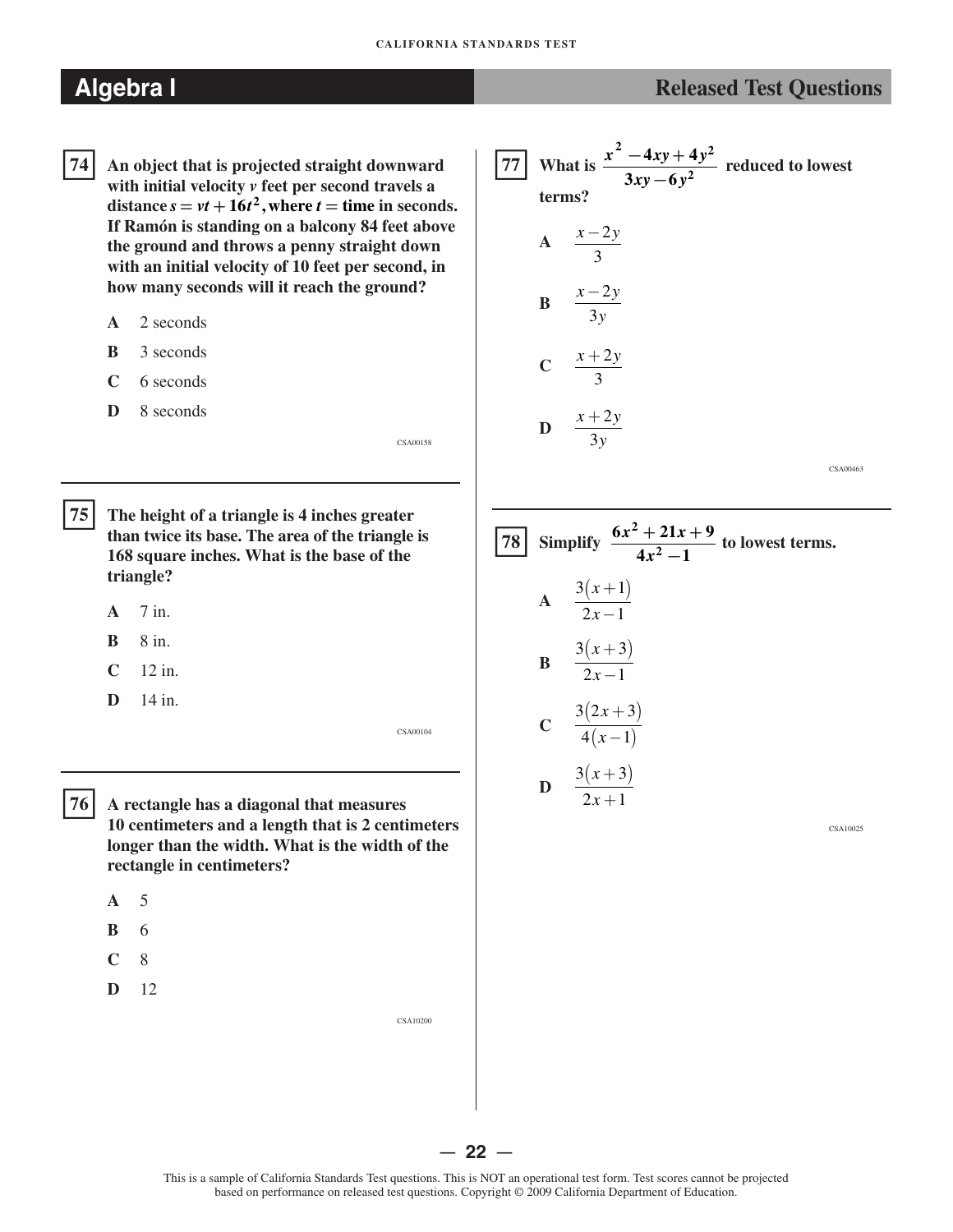## Algebra I

## Released Test Questions

**74** **An object that is projected straight downward with initial velocity $v$ feet per second travels a distance $s = vt + 16t^2$, where $t$ = time in seconds. If Ramón is standing on a balcony 84 feet above the ground and throws a penny straight down with an initial velocity of 10 feet per second, in how many seconds will it reach the ground?**

- **A** 2 seconds
- **B** 3 seconds
- **C** 6 seconds
- **D** 8 seconds

CSA00158

---

**75** **The height of a triangle is 4 inches greater than twice its base. The area of the triangle is 168 square inches. What is the base of the triangle?**

- **A** 7 in.
- **B** 8 in.
- **C** 12 in.
- **D** 14 in.

CSA00104

---

**76** **A rectangle has a diagonal that measures 10 centimeters and a length that is 2 centimeters longer than the width. What is the width of the rectangle in centimeters?**

- **A** 5
- **B** 6
- **C** 8
- **D** 12

CSA10200

---

**77** **What is $\dfrac{x^2 - 4xy + 4y^2}{3xy - 6y^2}$ reduced to lowest terms?**

- **A** $\dfrac{x - 2y}{3}$
- **B** $\dfrac{x - 2y}{3y}$
- **C** $\dfrac{x + 2y}{3}$
- **D** $\dfrac{x + 2y}{3y}$

CSA00463

---

**78** **Simplify $\dfrac{6x^2 + 21x + 9}{4x^2 - 1}$ to lowest terms.**

- **A** $\dfrac{3(x+1)}{2x-1}$
- **B** $\dfrac{3(x+3)}{2x-1}$
- **C** $\dfrac{3(2x+3)}{4(x-1)}$
- **D** $\dfrac{3(x+3)}{2x+1}$

CSA10025

This is a sample of California Standards Test questions. This is NOT an operational test form. Test scores cannot be projected based on performance on released test questions. Copyright © 2009 California Department of Education.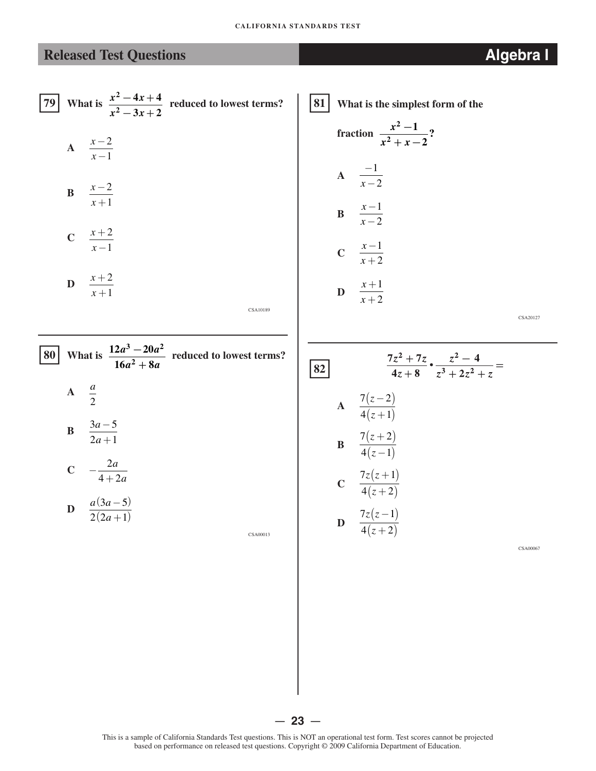## Released Test Questions — Algebra I

**79** What is $\dfrac{x^2 - 4x + 4}{x^2 - 3x + 2}$ reduced to lowest terms?

A $\dfrac{x-2}{x-1}$

B $\dfrac{x-2}{x+1}$

C $\dfrac{x+2}{x-1}$

D $\dfrac{x+2}{x+1}$

CSA10189

---

**80** What is $\dfrac{12a^3 - 20a^2}{16a^2 + 8a}$ reduced to lowest terms?

A $\dfrac{a}{2}$

B $\dfrac{3a-5}{2a+1}$

C $-\dfrac{2a}{4+2a}$

D $\dfrac{a(3a-5)}{2(2a+1)}$

CSA00013

---

**81** What is the simplest form of the fraction $\dfrac{x^2 - 1}{x^2 + x - 2}$?

A $\dfrac{-1}{x-2}$

B $\dfrac{x-1}{x-2}$

C $\dfrac{x-1}{x+2}$

D $\dfrac{x+1}{x+2}$

CSA20127

---

**82** $\dfrac{7z^2 + 7z}{4z + 8} \cdot \dfrac{z^2 - 4}{z^3 + 2z^2 + z} =$

A $\dfrac{7(z-2)}{4(z+1)}$

B $\dfrac{7(z+2)}{4(z-1)}$

C $\dfrac{7z(z+1)}{4(z+2)}$

D $\dfrac{7z(z-1)}{4(z+2)}$

CSA00067

This is a sample of California Standards Test questions. This is NOT an operational test form. Test scores cannot be projected based on performance on released test questions. Copyright © 2009 California Department of Education.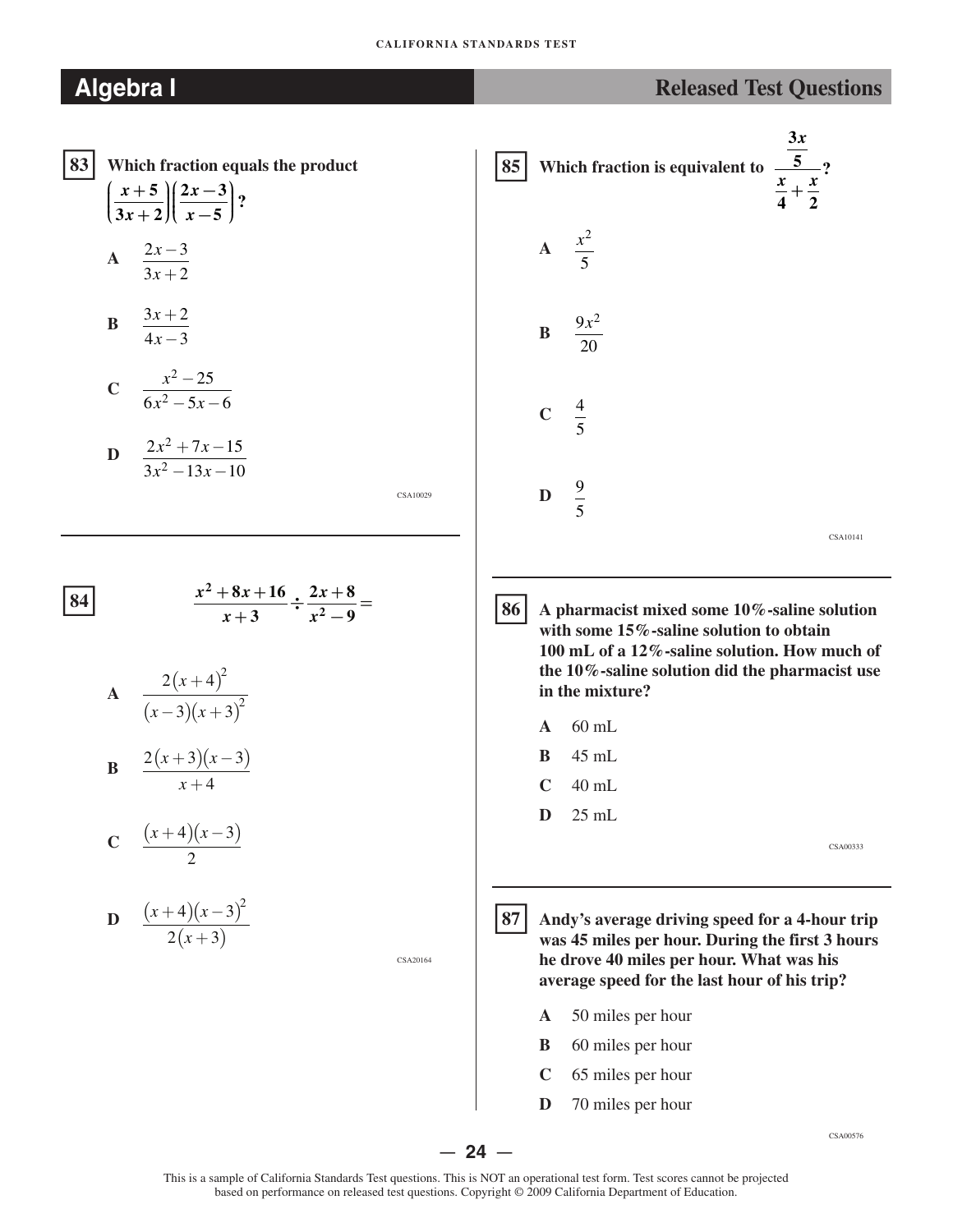# Algebra I

## Released Test Questions

**83** Which fraction equals the product $\left(\frac{x+5}{3x+2}\right)\left(\frac{2x-3}{x-5}\right)$?

**A** $\frac{2x-3}{3x+2}$

**B** $\frac{3x+2}{4x-3}$

**C** $\frac{x^2-25}{6x^2-5x-6}$

**D** $\frac{2x^2+7x-15}{3x^2-13x-10}$

CSA10029

---

**84** $\frac{x^2+8x+16}{x+3} \div \frac{2x+8}{x^2-9} =$

**A** $\frac{2(x+4)^2}{(x-3)(x+3)^2}$

**B** $\frac{2(x+3)(x-3)}{x+4}$

**C** $\frac{(x+4)(x-3)}{2}$

**D** $\frac{(x+4)(x-3)^2}{2(x+3)}$

CSA20164

---

**85** Which fraction is equivalent to $\frac{\frac{3x}{5}}{\frac{x}{4}+\frac{x}{2}}$?

**A** $\frac{x^2}{5}$

**B** $\frac{9x^2}{20}$

**C** $\frac{4}{5}$

**D** $\frac{9}{5}$

CSA10141

---

**86** A pharmacist mixed some 10%-saline solution with some 15%-saline solution to obtain 100 mL of a 12%-saline solution. How much of the 10%-saline solution did the pharmacist use in the mixture?

**A** 60 mL

**B** 45 mL

**C** 40 mL

**D** 25 mL

CSA00333

---

**87** Andy's average driving speed for a 4-hour trip was 45 miles per hour. During the first 3 hours he drove 40 miles per hour. What was his average speed for the last hour of his trip?

**A** 50 miles per hour

**B** 60 miles per hour

**C** 65 miles per hour

**D** 70 miles per hour

CSA00576

This is a sample of California Standards Test questions. This is NOT an operational test form. Test scores cannot be projected based on performance on released test questions. Copyright © 2009 California Department of Education.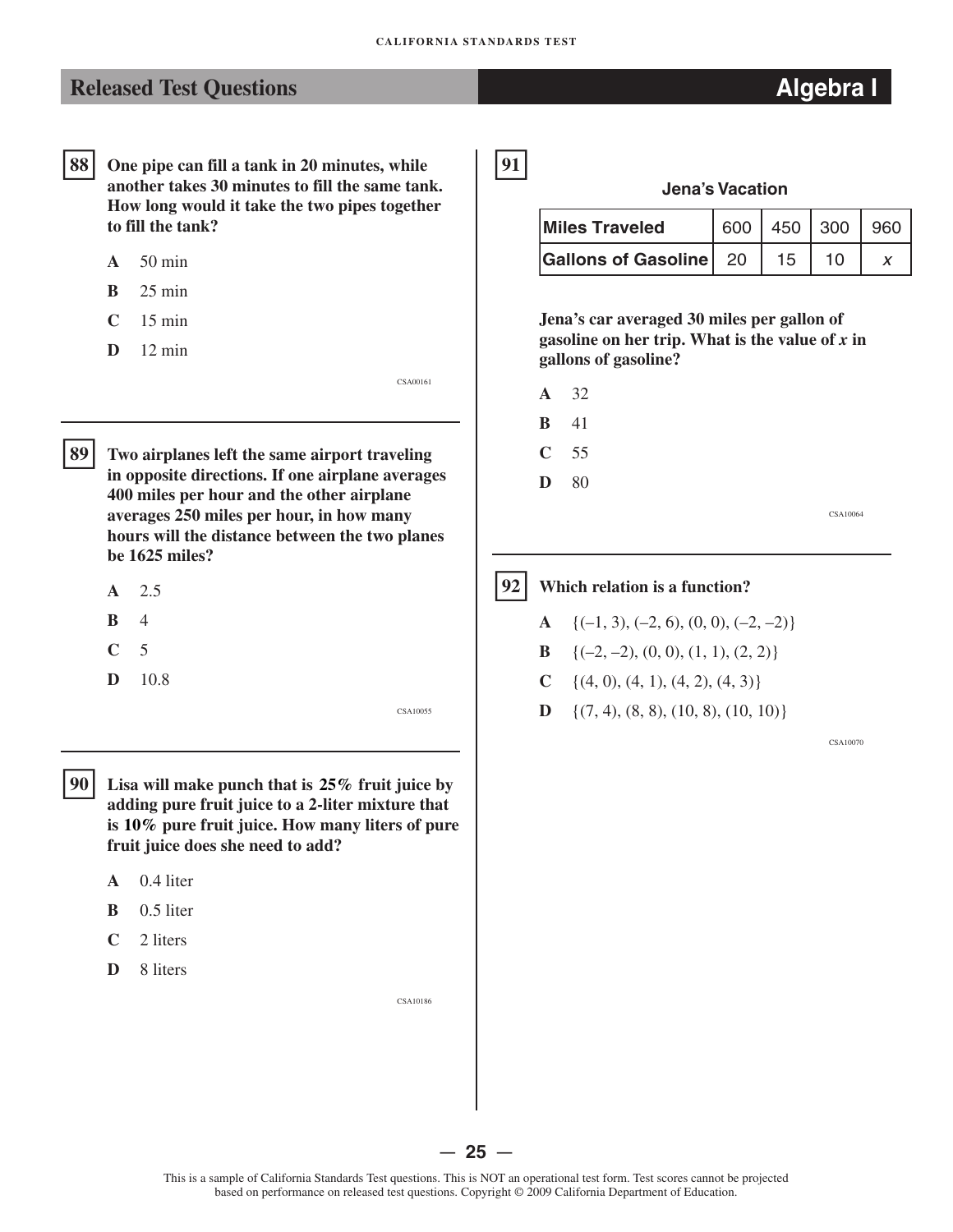## Released Test Questions — Algebra I

**88** **One pipe can fill a tank in 20 minutes, while another takes 30 minutes to fill the same tank. How long would it take the two pipes together to fill the tank?**

- **A** 50 min
- **B** 25 min
- **C** 15 min
- **D** 12 min

CSA00161

---

**89** **Two airplanes left the same airport traveling in opposite directions. If one airplane averages 400 miles per hour and the other airplane averages 250 miles per hour, in how many hours will the distance between the two planes be 1625 miles?**

- **A** 2.5
- **B** 4
- **C** 5
- **D** 10.8

CSA10055

---

**90** **Lisa will make punch that is 25% fruit juice by adding pure fruit juice to a 2-liter mixture that is 10% pure fruit juice. How many liters of pure fruit juice does she need to add?**

- **A** 0.4 liter
- **B** 0.5 liter
- **C** 2 liters
- **D** 8 liters

CSA10186

---

**91**

**Jena's Vacation**

| Miles Traveled | 600 | 450 | 300 | 960 |
|---|---|---|---|---|
| Gallons of Gasoline | 20 | 15 | 10 | $x$ |

**Jena's car averaged 30 miles per gallon of gasoline on her trip. What is the value of $x$ in gallons of gasoline?**

- **A** 32
- **B** 41
- **C** 55
- **D** 80

CSA10064

---

**92** **Which relation is a function?**

- **A** $\{(-1, 3), (-2, 6), (0, 0), (-2, -2)\}$
- **B** $\{(-2, -2), (0, 0), (1, 1), (2, 2)\}$
- **C** $\{(4, 0), (4, 1), (4, 2), (4, 3)\}$
- **D** $\{(7, 4), (8, 8), (10, 8), (10, 10)\}$

CSA10070

This is a sample of California Standards Test questions. This is NOT an operational test form. Test scores cannot be projected based on performance on released test questions. Copyright © 2009 California Department of Education.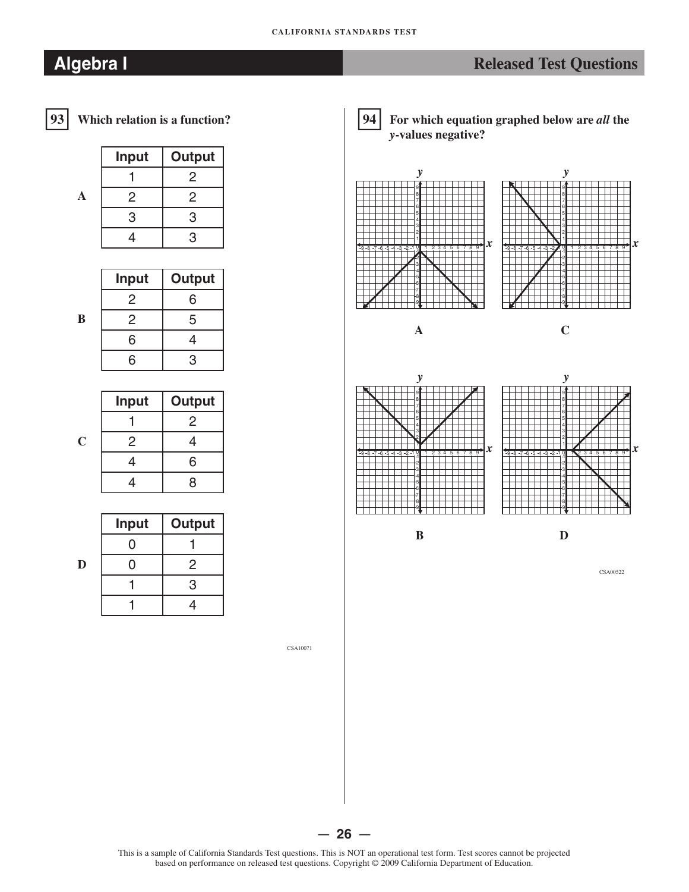## Algebra I — Released Test Questions

**93** **Which relation is a function?**

**A**

| Input | Output |
|---|---|
| 1 | 2 |
| 2 | 2 |
| 3 | 3 |
| 4 | 3 |

**B**

| Input | Output |
|---|---|
| 2 | 6 |
| 2 | 5 |
| 6 | 4 |
| 6 | 3 |

**C**

| Input | Output |
|---|---|
| 1 | 2 |
| 2 | 4 |
| 4 | 6 |
| 4 | 8 |

**D**

| Input | Output |
|---|---|
| 0 | 1 |
| 0 | 2 |
| 1 | 3 |
| 1 | 4 |

CSA10071

**94** **For which equation graphed below are *all* the $y$-values negative?**

**A**

**C**

**B**

**D**

CSA00522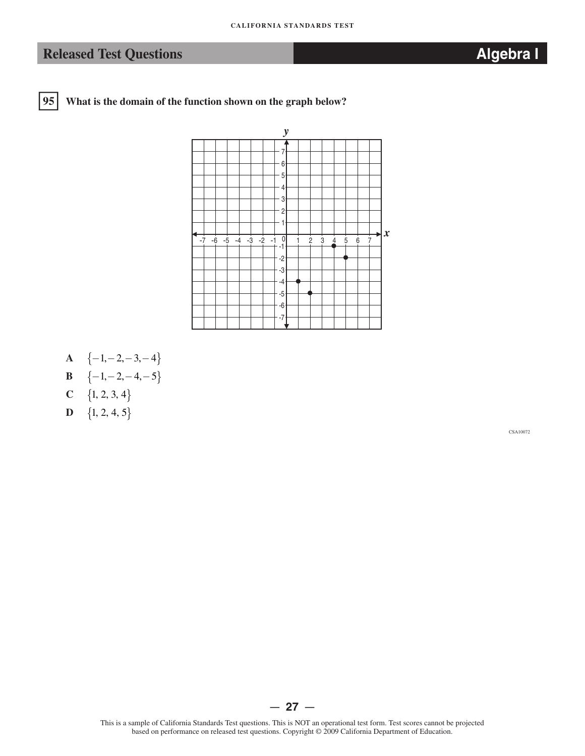## Released Test Questions — Algebra I

**95** **What is the domain of the function shown on the graph below?**

**A** $\{-1, -2, -3, -4\}$

**B** $\{-1, -2, -4, -5\}$

**C** $\{1, 2, 3, 4\}$

**D** $\{1, 2, 4, 5\}$

CSA10072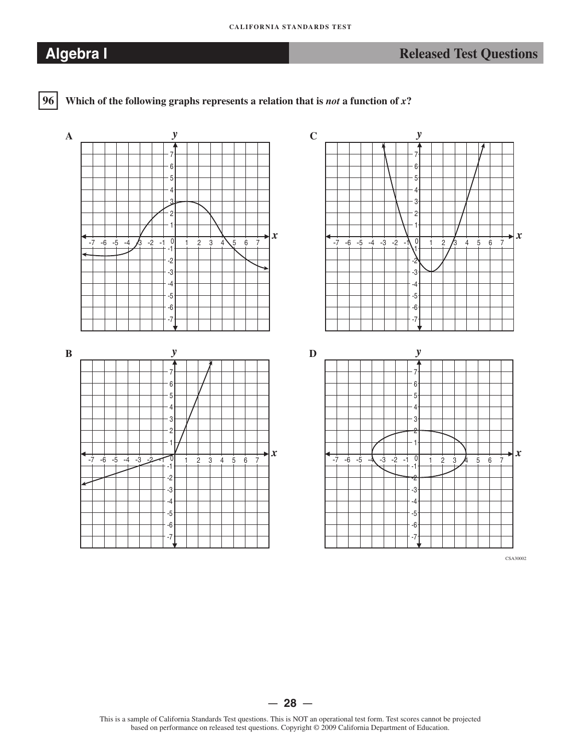**96** **Which of the following graphs represents a relation that is *not* a function of $x$?**

**A**

**C**

**B**

**D**

CSA30002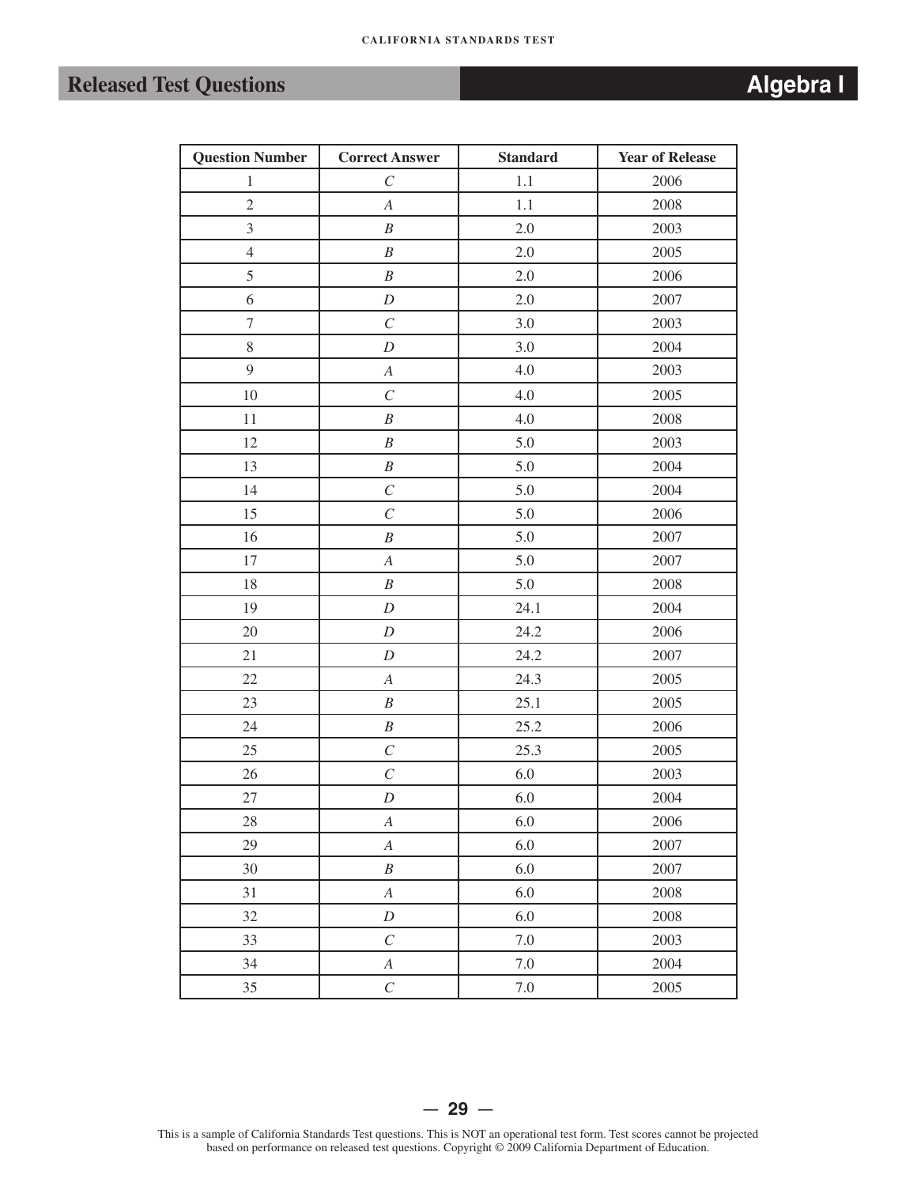## Released Test Questions

# Algebra I

| Question Number | Correct Answer | Standard | Year of Release |
|---|---|---|---|
| 1 | *C* | 1.1 | 2006 |
| 2 | *A* | 1.1 | 2008 |
| 3 | *B* | 2.0 | 2003 |
| 4 | *B* | 2.0 | 2005 |
| 5 | *B* | 2.0 | 2006 |
| 6 | *D* | 2.0 | 2007 |
| 7 | *C* | 3.0 | 2003 |
| 8 | *D* | 3.0 | 2004 |
| 9 | *A* | 4.0 | 2003 |
| 10 | *C* | 4.0 | 2005 |
| 11 | *B* | 4.0 | 2008 |
| 12 | *B* | 5.0 | 2003 |
| 13 | *B* | 5.0 | 2004 |
| 14 | *C* | 5.0 | 2004 |
| 15 | *C* | 5.0 | 2006 |
| 16 | *B* | 5.0 | 2007 |
| 17 | *A* | 5.0 | 2007 |
| 18 | *B* | 5.0 | 2008 |
| 19 | *D* | 24.1 | 2004 |
| 20 | *D* | 24.2 | 2006 |
| 21 | *D* | 24.2 | 2007 |
| 22 | *A* | 24.3 | 2005 |
| 23 | *B* | 25.1 | 2005 |
| 24 | *B* | 25.2 | 2006 |
| 25 | *C* | 25.3 | 2005 |
| 26 | *C* | 6.0 | 2003 |
| 27 | *D* | 6.0 | 2004 |
| 28 | *A* | 6.0 | 2006 |
| 29 | *A* | 6.0 | 2007 |
| 30 | *B* | 6.0 | 2007 |
| 31 | *A* | 6.0 | 2008 |
| 32 | *D* | 6.0 | 2008 |
| 33 | *C* | 7.0 | 2003 |
| 34 | *A* | 7.0 | 2004 |
| 35 | *C* | 7.0 | 2005 |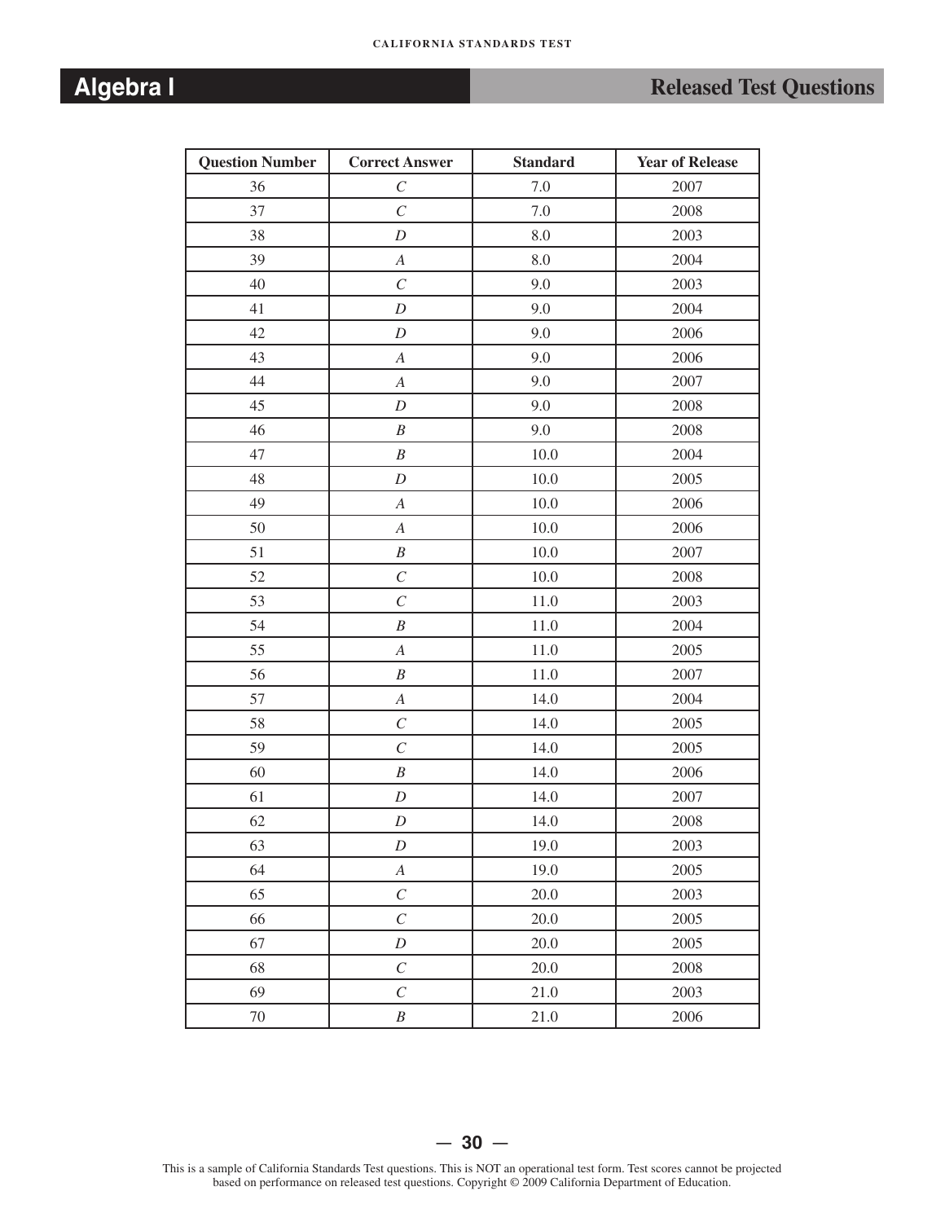| Question Number | Correct Answer | Standard | Year of Release |
|---|---|---|---|
| 36 | *C* | 7.0 | 2007 |
| 37 | *C* | 7.0 | 2008 |
| 38 | *D* | 8.0 | 2003 |
| 39 | *A* | 8.0 | 2004 |
| 40 | *C* | 9.0 | 2003 |
| 41 | *D* | 9.0 | 2004 |
| 42 | *D* | 9.0 | 2006 |
| 43 | *A* | 9.0 | 2006 |
| 44 | *A* | 9.0 | 2007 |
| 45 | *D* | 9.0 | 2008 |
| 46 | *B* | 9.0 | 2008 |
| 47 | *B* | 10.0 | 2004 |
| 48 | *D* | 10.0 | 2005 |
| 49 | *A* | 10.0 | 2006 |
| 50 | *A* | 10.0 | 2006 |
| 51 | *B* | 10.0 | 2007 |
| 52 | *C* | 10.0 | 2008 |
| 53 | *C* | 11.0 | 2003 |
| 54 | *B* | 11.0 | 2004 |
| 55 | *A* | 11.0 | 2005 |
| 56 | *B* | 11.0 | 2007 |
| 57 | *A* | 14.0 | 2004 |
| 58 | *C* | 14.0 | 2005 |
| 59 | *C* | 14.0 | 2005 |
| 60 | *B* | 14.0 | 2006 |
| 61 | *D* | 14.0 | 2007 |
| 62 | *D* | 14.0 | 2008 |
| 63 | *D* | 19.0 | 2003 |
| 64 | *A* | 19.0 | 2005 |
| 65 | *C* | 20.0 | 2003 |
| 66 | *C* | 20.0 | 2005 |
| 67 | *D* | 20.0 | 2005 |
| 68 | *C* | 20.0 | 2008 |
| 69 | *C* | 21.0 | 2003 |
| 70 | *B* | 21.0 | 2006 |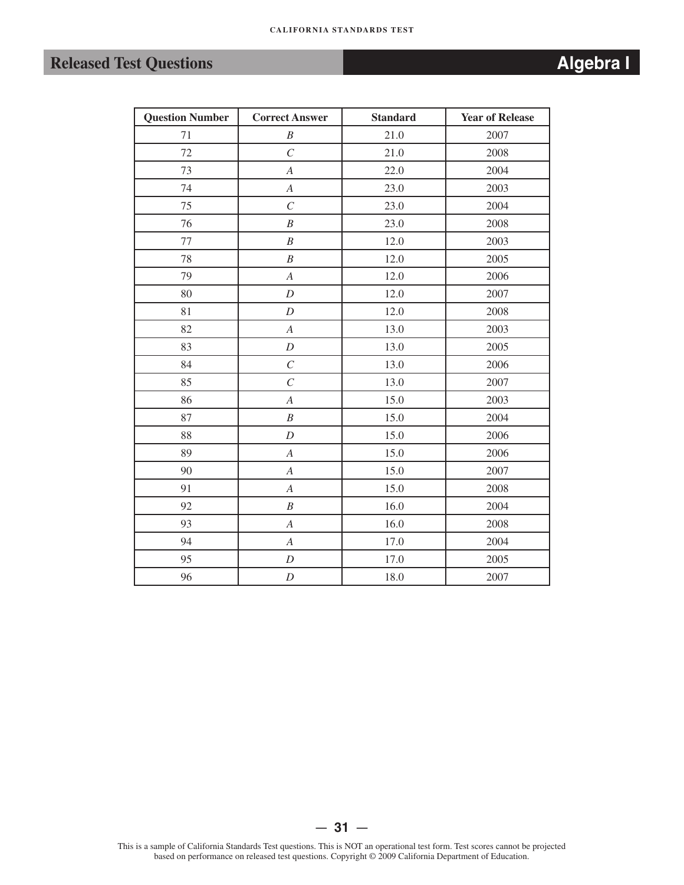## Released Test Questions

## Algebra I

| Question Number | Correct Answer | Standard | Year of Release |
|---|---|---|---|
| 71 | *B* | 21.0 | 2007 |
| 72 | *C* | 21.0 | 2008 |
| 73 | *A* | 22.0 | 2004 |
| 74 | *A* | 23.0 | 2003 |
| 75 | *C* | 23.0 | 2004 |
| 76 | *B* | 23.0 | 2008 |
| 77 | *B* | 12.0 | 2003 |
| 78 | *B* | 12.0 | 2005 |
| 79 | *A* | 12.0 | 2006 |
| 80 | *D* | 12.0 | 2007 |
| 81 | *D* | 12.0 | 2008 |
| 82 | *A* | 13.0 | 2003 |
| 83 | *D* | 13.0 | 2005 |
| 84 | *C* | 13.0 | 2006 |
| 85 | *C* | 13.0 | 2007 |
| 86 | *A* | 15.0 | 2003 |
| 87 | *B* | 15.0 | 2004 |
| 88 | *D* | 15.0 | 2006 |
| 89 | *A* | 15.0 | 2006 |
| 90 | *A* | 15.0 | 2007 |
| 91 | *A* | 15.0 | 2008 |
| 92 | *B* | 16.0 | 2004 |
| 93 | *A* | 16.0 | 2008 |
| 94 | *A* | 17.0 | 2004 |
| 95 | *D* | 17.0 | 2005 |
| 96 | *D* | 18.0 | 2007 |

This is a sample of California Standards Test questions. This is NOT an operational test form. Test scores cannot be projected based on performance on released test questions. Copyright © 2009 California Department of Education.